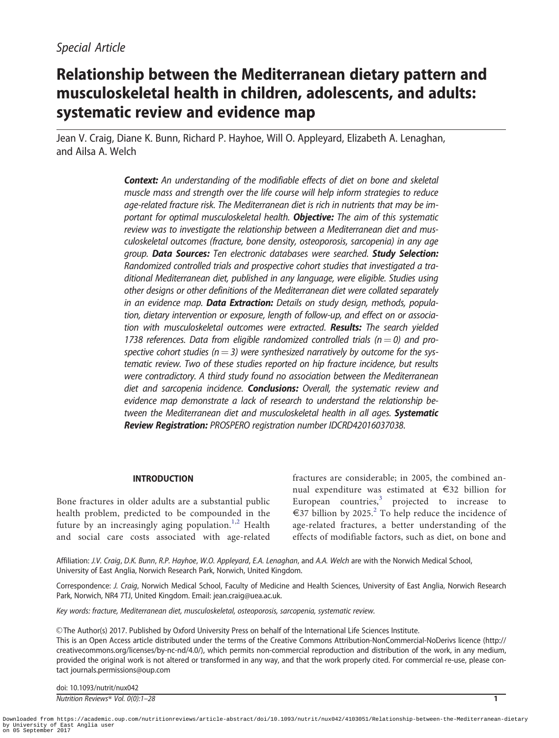*Special Article*

# Relationship between the Mediterranean dietary pattern and musculoskeletal health in children, adolescents, and adults: systematic review and evidence map

Jean V. Craig, Diane K. Bunn, Richard P. Hayhoe, Will O. Appleyard, Elizabeth A. Lenaghan, and Ailsa A. Welch

***Context:*** *An understanding of the modifiable effects of diet on bone and skeletal muscle mass and strength over the life course will help inform strategies to reduce age-related fracture risk. The Mediterranean diet is rich in nutrients that may be important for optimal musculoskeletal health.* ***Objective:*** *The aim of this systematic review was to investigate the relationship between a Mediterranean diet and musculoskeletal outcomes (fracture, bone density, osteoporosis, sarcopenia) in any age group.* ***Data Sources:*** *Ten electronic databases were searched.* ***Study Selection:*** *Randomized controlled trials and prospective cohort studies that investigated a traditional Mediterranean diet, published in any language, were eligible. Studies using other designs or other definitions of the Mediterranean diet were collated separately in an evidence map.* ***Data Extraction:*** *Details on study design, methods, population, dietary intervention or exposure, length of follow-up, and effect on or association with musculoskeletal outcomes were extracted.* ***Results:*** *The search yielded 1738 references. Data from eligible randomized controlled trials (n = 0) and prospective cohort studies (n = 3) were synthesized narratively by outcome for the systematic review. Two of these studies reported on hip fracture incidence, but results were contradictory. A third study found no association between the Mediterranean diet and sarcopenia incidence.* ***Conclusions:*** *Overall, the systematic review and evidence map demonstrate a lack of research to understand the relationship between the Mediterranean diet and musculoskeletal health in all ages.* ***Systematic Review Registration:*** *PROSPERO registration number IDCRD42016037038.*

## INTRODUCTION

Bone fractures in older adults are a substantial public health problem, predicted to be compounded in the future by an increasingly aging population.[1,2] Health and social care costs associated with age-related fractures are considerable; in 2005, the combined annual expenditure was estimated at €32 billion for European countries,[3] projected to increase to €37 billion by 2025.[2] To help reduce the incidence of age-related fractures, a better understanding of the effects of modifiable factors, such as diet, on bone and

Affiliation: *J.V. Craig*, *D.K. Bunn*, *R.P. Hayhoe*, *W.O. Appleyard*, *E.A. Lenaghan*, and *A.A. Welch* are with the Norwich Medical School, University of East Anglia, Norwich Research Park, Norwich, United Kingdom.

Correspondence: *J. Craig*, Norwich Medical School, Faculty of Medicine and Health Sciences, University of East Anglia, Norwich Research Park, Norwich, NR4 7TJ, United Kingdom. Email: jean.craig@uea.ac.uk.

*Key words: fracture, Mediterranean diet, musculoskeletal, osteoporosis, sarcopenia, systematic review.*

© The Author(s) 2017. Published by Oxford University Press on behalf of the International Life Sciences Institute.
This is an Open Access article distributed under the terms of the Creative Commons Attribution-NonCommercial-NoDerivs licence (http://creativecommons.org/licenses/by-nc-nd/4.0/), which permits non-commercial reproduction and distribution of the work, in any medium, provided the original work is not altered or transformed in any way, and that the work properly cited. For commercial re-use, please contact journals.permissions@oup.com

doi: 10.1093/nutrit/nux042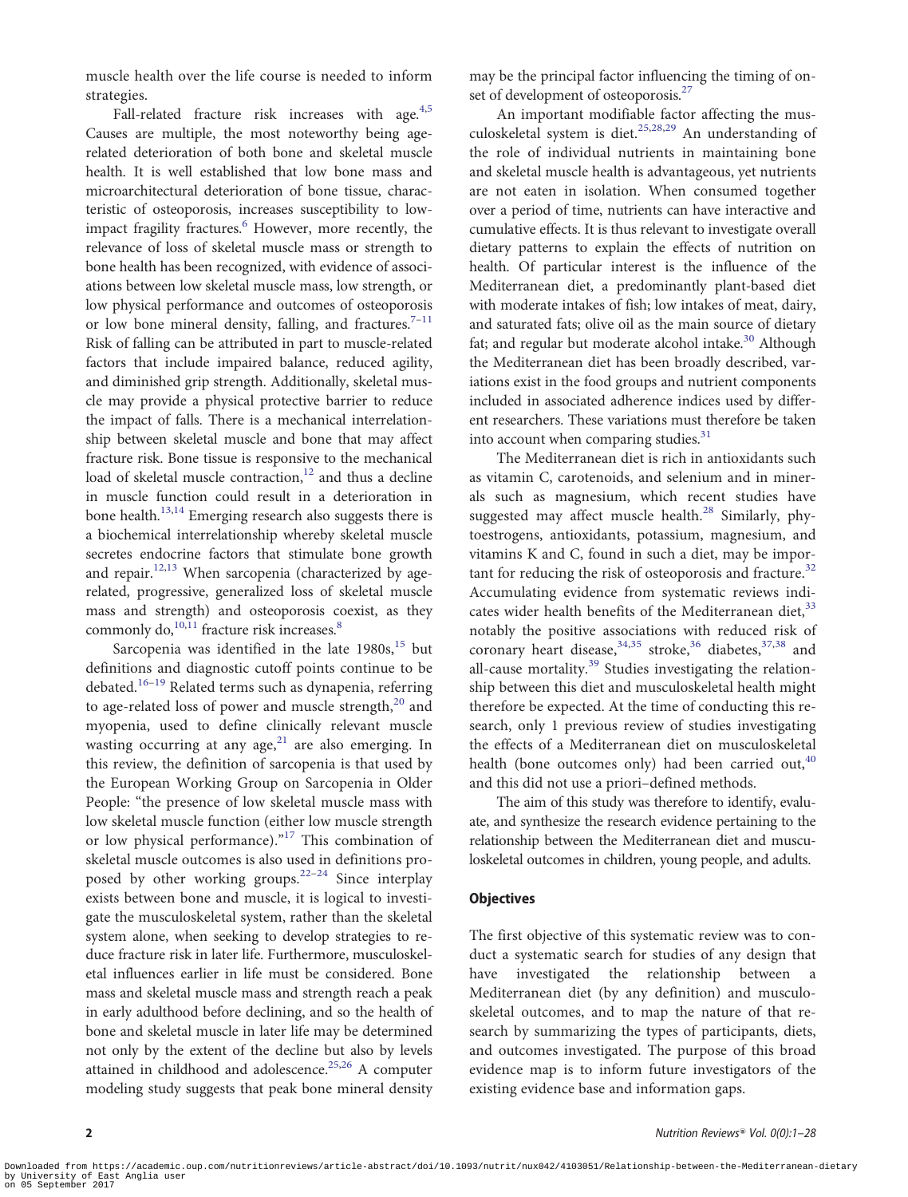muscle health over the life course is needed to inform strategies.

Fall-related fracture risk increases with age.[4,5] Causes are multiple, the most noteworthy being age-related deterioration of both bone and skeletal muscle health. It is well established that low bone mass and microarchitectural deterioration of bone tissue, characteristic of osteoporosis, increases susceptibility to low-impact fragility fractures.[6] However, more recently, the relevance of loss of skeletal muscle mass or strength to bone health has been recognized, with evidence of associations between low skeletal muscle mass, low strength, or low physical performance and outcomes of osteoporosis or low bone mineral density, falling, and fractures.[7–11] Risk of falling can be attributed in part to muscle-related factors that include impaired balance, reduced agility, and diminished grip strength. Additionally, skeletal muscle may provide a physical protective barrier to reduce the impact of falls. There is a mechanical interrelationship between skeletal muscle and bone that may affect fracture risk. Bone tissue is responsive to the mechanical load of skeletal muscle contraction,[12] and thus a decline in muscle function could result in a deterioration in bone health.[13,14] Emerging research also suggests there is a biochemical interrelationship whereby skeletal muscle secretes endocrine factors that stimulate bone growth and repair.[12,13] When sarcopenia (characterized by age-related, progressive, generalized loss of skeletal muscle mass and strength) and osteoporosis coexist, as they commonly do,[10,11] fracture risk increases.[8]

Sarcopenia was identified in the late 1980s,[15] but definitions and diagnostic cutoff points continue to be debated.[16–19] Related terms such as dynapenia, referring to age-related loss of power and muscle strength,[20] and myopenia, used to define clinically relevant muscle wasting occurring at any age,[21] are also emerging. In this review, the definition of sarcopenia is that used by the European Working Group on Sarcopenia in Older People: "the presence of low skeletal muscle mass with low skeletal muscle function (either low muscle strength or low physical performance)."[17] This combination of skeletal muscle outcomes is also used in definitions proposed by other working groups.[22–24] Since interplay exists between bone and muscle, it is logical to investigate the musculoskeletal system, rather than the skeletal system alone, when seeking to develop strategies to reduce fracture risk in later life. Furthermore, musculoskeletal influences earlier in life must be considered. Bone mass and skeletal muscle mass and strength reach a peak in early adulthood before declining, and so the health of bone and skeletal muscle in later life may be determined not only by the extent of the decline but also by levels attained in childhood and adolescence.[25,26] A computer modeling study suggests that peak bone mineral density may be the principal factor influencing the timing of onset of development of osteoporosis.[27]

An important modifiable factor affecting the musculoskeletal system is diet.[25,28,29] An understanding of the role of individual nutrients in maintaining bone and skeletal muscle health is advantageous, yet nutrients are not eaten in isolation. When consumed together over a period of time, nutrients can have interactive and cumulative effects. It is thus relevant to investigate overall dietary patterns to explain the effects of nutrition on health. Of particular interest is the influence of the Mediterranean diet, a predominantly plant-based diet with moderate intakes of fish; low intakes of meat, dairy, and saturated fats; olive oil as the main source of dietary fat; and regular but moderate alcohol intake.[30] Although the Mediterranean diet has been broadly described, variations exist in the food groups and nutrient components included in associated adherence indices used by different researchers. These variations must therefore be taken into account when comparing studies.[31]

The Mediterranean diet is rich in antioxidants such as vitamin C, carotenoids, and selenium and in minerals such as magnesium, which recent studies have suggested may affect muscle health.[28] Similarly, phytoestrogens, antioxidants, potassium, magnesium, and vitamins K and C, found in such a diet, may be important for reducing the risk of osteoporosis and fracture.[32] Accumulating evidence from systematic reviews indicates wider health benefits of the Mediterranean diet,[33] notably the positive associations with reduced risk of coronary heart disease,[34,35] stroke,[36] diabetes,[37,38] and all-cause mortality.[39] Studies investigating the relationship between this diet and musculoskeletal health might therefore be expected. At the time of conducting this research, only 1 previous review of studies investigating the effects of a Mediterranean diet on musculoskeletal health (bone outcomes only) had been carried out,[40] and this did not use a priori–defined methods.

The aim of this study was therefore to identify, evaluate, and synthesize the research evidence pertaining to the relationship between the Mediterranean diet and musculoskeletal outcomes in children, young people, and adults.

## Objectives

The first objective of this systematic review was to conduct a systematic search for studies of any design that have investigated the relationship between a Mediterranean diet (by any definition) and musculoskeletal outcomes, and to map the nature of that research by summarizing the types of participants, diets, and outcomes investigated. The purpose of this broad evidence map is to inform future investigators of the existing evidence base and information gaps.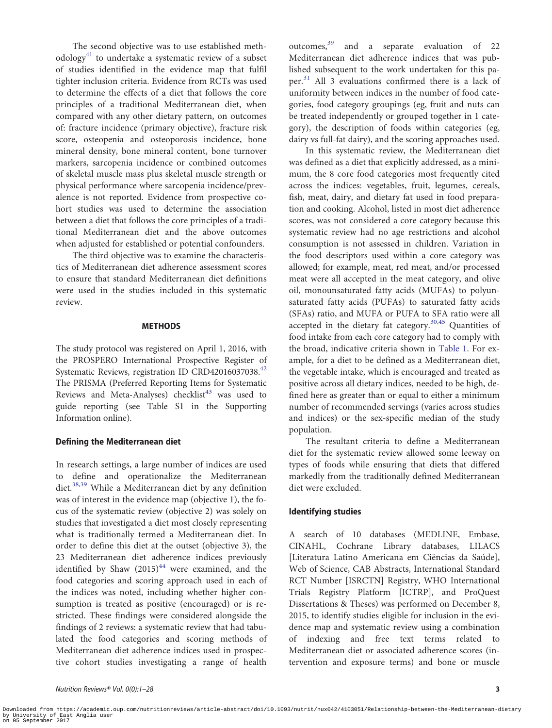The second objective was to use established methodology[41] to undertake a systematic review of a subset of studies identified in the evidence map that fulfil tighter inclusion criteria. Evidence from RCTs was used to determine the effects of a diet that follows the core principles of a traditional Mediterranean diet, when compared with any other dietary pattern, on outcomes of: fracture incidence (primary objective), fracture risk score, osteopenia and osteoporosis incidence, bone mineral density, bone mineral content, bone turnover markers, sarcopenia incidence or combined outcomes of skeletal muscle mass plus skeletal muscle strength or physical performance where sarcopenia incidence/prevalence is not reported. Evidence from prospective cohort studies was used to determine the association between a diet that follows the core principles of a traditional Mediterranean diet and the above outcomes when adjusted for established or potential confounders.

The third objective was to examine the characteristics of Mediterranean diet adherence assessment scores to ensure that standard Mediterranean diet definitions were used in the studies included in this systematic review.

## METHODS

The study protocol was registered on April 1, 2016, with the PROSPERO International Prospective Register of Systematic Reviews, registration ID CRD42016037038.[42] The PRISMA (Preferred Reporting Items for Systematic Reviews and Meta-Analyses) checklist[43] was used to guide reporting (see Table S1 in the Supporting Information online).

### Defining the Mediterranean diet

In research settings, a large number of indices are used to define and operationalize the Mediterranean diet.[38,39] While a Mediterranean diet by any definition was of interest in the evidence map (objective 1), the focus of the systematic review (objective 2) was solely on studies that investigated a diet most closely representing what is traditionally termed a Mediterranean diet. In order to define this diet at the outset (objective 3), the 23 Mediterranean diet adherence indices previously identified by Shaw (2015)[44] were examined, and the food categories and scoring approach used in each of the indices was noted, including whether higher consumption is treated as positive (encouraged) or is restricted. These findings were considered alongside the findings of 2 reviews: a systematic review that had tabulated the food categories and scoring methods of Mediterranean diet adherence indices used in prospective cohort studies investigating a range of health outcomes,[39] and a separate evaluation of 22 Mediterranean diet adherence indices that was published subsequent to the work undertaken for this paper.[31] All 3 evaluations confirmed there is a lack of uniformity between indices in the number of food categories, food category groupings (eg, fruit and nuts can be treated independently or grouped together in 1 category), the description of foods within categories (eg, dairy vs full-fat dairy), and the scoring approaches used.

In this systematic review, the Mediterranean diet was defined as a diet that explicitly addressed, as a minimum, the 8 core food categories most frequently cited across the indices: vegetables, fruit, legumes, cereals, fish, meat, dairy, and dietary fat used in food preparation and cooking. Alcohol, listed in most diet adherence scores, was not considered a core category because this systematic review had no age restrictions and alcohol consumption is not assessed in children. Variation in the food descriptors used within a core category was allowed; for example, meat, red meat, and/or processed meat were all accepted in the meat category, and olive oil, monounsaturated fatty acids (MUFAs) to polyunsaturated fatty acids (PUFAs) to saturated fatty acids (SFAs) ratio, and MUFA or PUFA to SFA ratio were all accepted in the dietary fat category.[30,45] Quantities of food intake from each core category had to comply with the broad, indicative criteria shown in Table 1. For example, for a diet to be defined as a Mediterranean diet, the vegetable intake, which is encouraged and treated as positive across all dietary indices, needed to be high, defined here as greater than or equal to either a minimum number of recommended servings (varies across studies and indices) or the sex-specific median of the study population.

The resultant criteria to define a Mediterranean diet for the systematic review allowed some leeway on types of foods while ensuring that diets that differed markedly from the traditionally defined Mediterranean diet were excluded.

### Identifying studies

A search of 10 databases (MEDLINE, Embase, CINAHL, Cochrane Library databases, LILACS [Literatura Latino Americana em Ciências da Saúde], Web of Science, CAB Abstracts, International Standard RCT Number [ISRCTN] Registry, WHO International Trials Registry Platform [ICTRP], and ProQuest Dissertations & Theses) was performed on December 8, 2015, to identify studies eligible for inclusion in the evidence map and systematic review using a combination of indexing and free text terms related to Mediterranean diet or associated adherence scores (intervention and exposure terms) and bone or muscle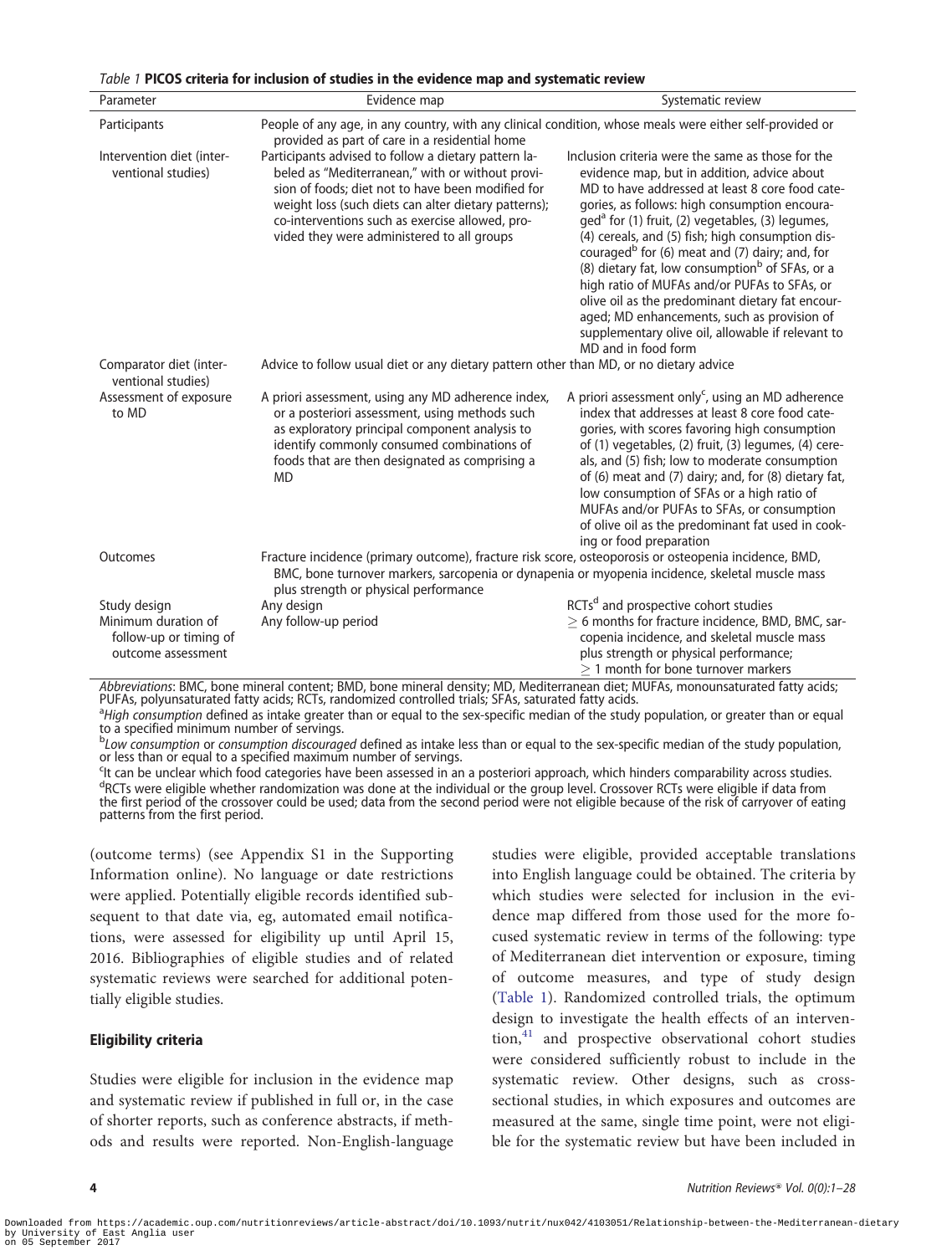*Table 1* **PICOS criteria for inclusion of studies in the evidence map and systematic review**

| Parameter | Evidence map | Systematic review |
|---|---|---|
| Participants | People of any age, in any country, with any clinical condition, whose meals were either self-provided or provided as part of care in a residential home | |
| Intervention diet (interventional studies) | Participants advised to follow a dietary pattern labeled as "Mediterranean," with or without provision of foods; diet not to have been modified for weight loss (such diets can alter dietary patterns); co-interventions such as exercise allowed, provided they were administered to all groups | Inclusion criteria were the same as those for the evidence map, but in addition, advice about MD to have addressed at least 8 core food categories, as follows: high consumption encouraged[a] for (1) fruit, (2) vegetables, (3) legumes, (4) cereals, and (5) fish; high consumption discouraged[b] for (6) meat and (7) dairy; and, for (8) dietary fat, low consumption[b] of SFAs, or a high ratio of MUFAs and/or PUFAs to SFAs, or olive oil as the predominant dietary fat encouraged; MD enhancements, such as provision of supplementary olive oil, allowable if relevant to MD and in food form |
| Comparator diet (interventional studies) | Advice to follow usual diet or any dietary pattern other than MD, or no dietary advice | |
| Assessment of exposure to MD | A priori assessment, using any MD adherence index, or a posteriori assessment, using methods such as exploratory principal component analysis to identify commonly consumed combinations of foods that are then designated as comprising a MD | A priori assessment only[c], using an MD adherence index that addresses at least 8 core food categories, with scores favoring high consumption of (1) vegetables, (2) fruit, (3) legumes, (4) cereals, and (5) fish; low to moderate consumption of (6) meat and (7) dairy; and, for (8) dietary fat, low consumption of SFAs or a high ratio of MUFAs and/or PUFAs to SFAs, or consumption of olive oil as the predominant fat used in cooking or food preparation |
| Outcomes | Fracture incidence (primary outcome), fracture risk score, osteoporosis or osteopenia incidence, BMD, BMC, bone turnover markers, sarcopenia or dynapenia or myopenia incidence, skeletal muscle mass plus strength or physical performance | |
| Study design | Any design | RCTs[d] and prospective cohort studies |
| Minimum duration of follow-up or timing of outcome assessment | Any follow-up period | ≥ 6 months for fracture incidence, BMD, BMC, sarcopenia incidence, and skeletal muscle mass plus strength or physical performance; ≥ 1 month for bone turnover markers |

*Abbreviations*: BMC, bone mineral content; BMD, bone mineral density; MD, Mediterranean diet; MUFAs, monounsaturated fatty acids; PUFAs, polyunsaturated fatty acids; RCTs, randomized controlled trials; SFAs, saturated fatty acids.

[a]*High consumption* defined as intake greater than or equal to the sex-specific median of the study population, or greater than or equal to a specified minimum number of servings.

[b]*Low consumption* or *consumption discouraged* defined as intake less than or equal to the sex-specific median of the study population, or less than or equal to a specified maximum number of servings.

[c]It can be unclear which food categories have been assessed in an a posteriori approach, which hinders comparability across studies.

[d]RCTs were eligible whether randomization was done at the individual or the group level. Crossover RCTs were eligible if data from the first period of the crossover could be used; data from the second period were not eligible because of the risk of carryover of eating patterns from the first period.

(outcome terms) (see Appendix S1 in the Supporting Information online). No language or date restrictions were applied. Potentially eligible records identified subsequent to that date via, eg, automated email notifications, were assessed for eligibility up until April 15, 2016. Bibliographies of eligible studies and of related systematic reviews were searched for additional potentially eligible studies.

### Eligibility criteria

Studies were eligible for inclusion in the evidence map and systematic review if published in full or, in the case of shorter reports, such as conference abstracts, if methods and results were reported. Non-English-language studies were eligible, provided acceptable translations into English language could be obtained. The criteria by which studies were selected for inclusion in the evidence map differed from those used for the more focused systematic review in terms of the following: type of Mediterranean diet intervention or exposure, timing of outcome measures, and type of study design (Table 1). Randomized controlled trials, the optimum design to investigate the health effects of an intervention,[41] and prospective observational cohort studies were considered sufficiently robust to include in the systematic review. Other designs, such as cross-sectional studies, in which exposures and outcomes are measured at the same, single time point, were not eligible for the systematic review but have been included in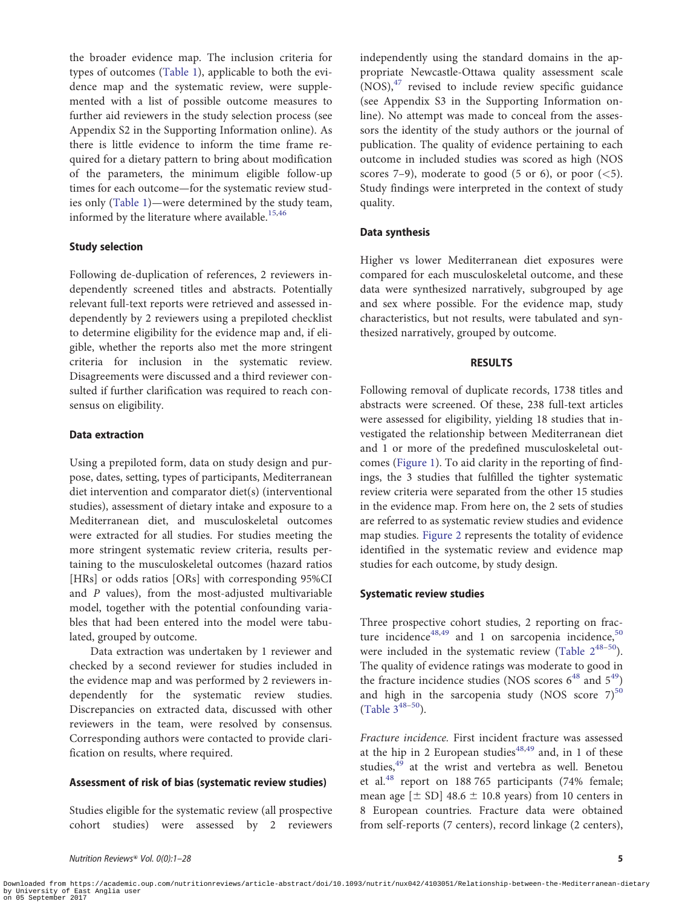the broader evidence map. The inclusion criteria for types of outcomes (Table 1), applicable to both the evidence map and the systematic review, were supplemented with a list of possible outcome measures to further aid reviewers in the study selection process (see Appendix S2 in the Supporting Information online). As there is little evidence to inform the time frame required for a dietary pattern to bring about modification of the parameters, the minimum eligible follow-up times for each outcome—for the systematic review studies only (Table 1)—were determined by the study team, informed by the literature where available.[15,46]

### Study selection

Following de-duplication of references, 2 reviewers independently screened titles and abstracts. Potentially relevant full-text reports were retrieved and assessed independently by 2 reviewers using a prepiloted checklist to determine eligibility for the evidence map and, if eligible, whether the reports also met the more stringent criteria for inclusion in the systematic review. Disagreements were discussed and a third reviewer consulted if further clarification was required to reach consensus on eligibility.

### Data extraction

Using a prepiloted form, data on study design and purpose, dates, setting, types of participants, Mediterranean diet intervention and comparator diet(s) (interventional studies), assessment of dietary intake and exposure to a Mediterranean diet, and musculoskeletal outcomes were extracted for all studies. For studies meeting the more stringent systematic review criteria, results pertaining to the musculoskeletal outcomes (hazard ratios [HRs] or odds ratios [ORs] with corresponding 95%CI and *P* values), from the most-adjusted multivariable model, together with the potential confounding variables that had been entered into the model were tabulated, grouped by outcome.

Data extraction was undertaken by 1 reviewer and checked by a second reviewer for studies included in the evidence map and was performed by 2 reviewers independently for the systematic review studies. Discrepancies on extracted data, discussed with other reviewers in the team, were resolved by consensus. Corresponding authors were contacted to provide clarification on results, where required.

### Assessment of risk of bias (systematic review studies)

Studies eligible for the systematic review (all prospective cohort studies) were assessed by 2 reviewers independently using the standard domains in the appropriate Newcastle-Ottawa quality assessment scale (NOS),[47] revised to include review specific guidance (see Appendix S3 in the Supporting Information online). No attempt was made to conceal from the assessors the identity of the study authors or the journal of publication. The quality of evidence pertaining to each outcome in included studies was scored as high (NOS scores 7–9), moderate to good (5 or 6), or poor (<5). Study findings were interpreted in the context of study quality.

### Data synthesis

Higher vs lower Mediterranean diet exposures were compared for each musculoskeletal outcome, and these data were synthesized narratively, subgrouped by age and sex where possible. For the evidence map, study characteristics, but not results, were tabulated and synthesized narratively, grouped by outcome.

## RESULTS

Following removal of duplicate records, 1738 titles and abstracts were screened. Of these, 238 full-text articles were assessed for eligibility, yielding 18 studies that investigated the relationship between Mediterranean diet and 1 or more of the predefined musculoskeletal outcomes (Figure 1). To aid clarity in the reporting of findings, the 3 studies that fulfilled the tighter systematic review criteria were separated from the other 15 studies in the evidence map. From here on, the 2 sets of studies are referred to as systematic review studies and evidence map studies. Figure 2 represents the totality of evidence identified in the systematic review and evidence map studies for each outcome, by study design.

### Systematic review studies

Three prospective cohort studies, 2 reporting on fracture incidence[48,49] and 1 on sarcopenia incidence,[50] were included in the systematic review (Table 2[48–50]). The quality of evidence ratings was moderate to good in the fracture incidence studies (NOS scores 6[48] and 5[49]) and high in the sarcopenia study (NOS score 7)[50] (Table 3[48–50]).

*Fracture incidence.* First incident fracture was assessed at the hip in 2 European studies[48,49] and, in 1 of these studies,[49] at the wrist and vertebra as well. Benetou et al.[48] report on 188 765 participants (74% female; mean age [± SD] 48.6 ± 10.8 years) from 10 centers in 8 European countries. Fracture data were obtained from self-reports (7 centers), record linkage (2 centers),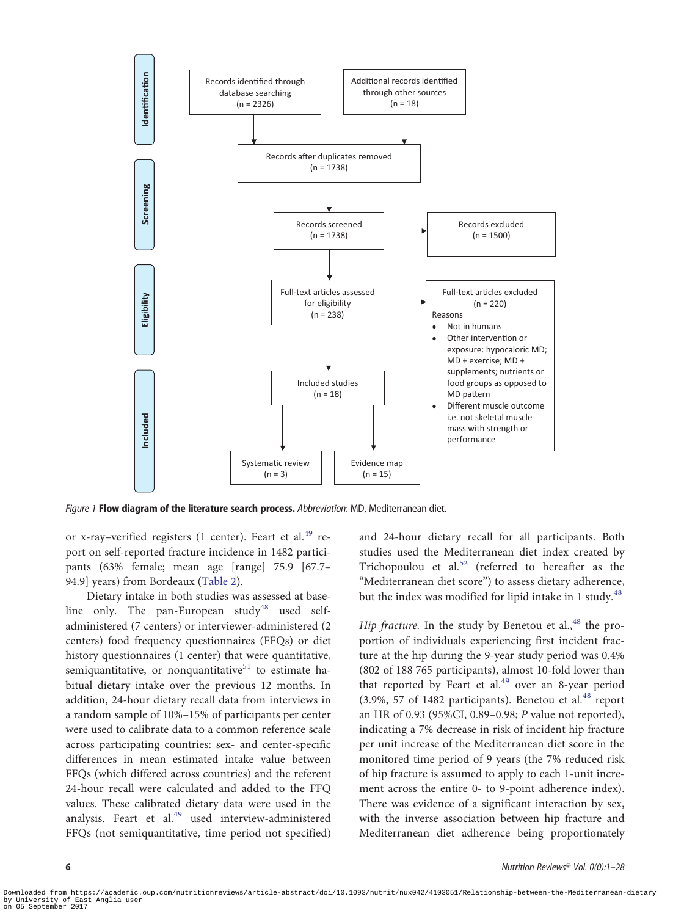**Identification**

- Records identified through database searching (n = 2326)
- Additional records identified through other sources (n = 18)

**Screening**

- Records after duplicates removed (n = 1738)
- Records screened (n = 1738)
- Records excluded (n = 1500)

**Eligibility**

- Full-text articles assessed for eligibility (n = 238)
- Full-text articles excluded (n = 220)
  Reasons
  - Not in humans
  - Other intervention or exposure: hypocaloric MD; MD + exercise; MD + supplements; nutrients or food groups as opposed to MD pattern
  - Different muscle outcome i.e. not skeletal muscle mass with strength or performance

**Included**

- Included studies (n = 18)
- Systematic review (n = 3)
- Evidence map (n = 15)

*Figure 1* **Flow diagram of the literature search process.** *Abbreviation*: MD, Mediterranean diet.

or x-ray–verified registers (1 center). Feart et al.[49] report on self-reported fracture incidence in 1482 participants (63% female; mean age [range] 75.9 [67.7–94.9] years) from Bordeaux (Table 2).

Dietary intake in both studies was assessed at baseline only. The pan-European study[48] used self-administered (7 centers) or interviewer-administered (2 centers) food frequency questionnaires (FFQs) or diet history questionnaires (1 center) that were quantitative, semiquantitative, or nonquantitative[51] to estimate habitual dietary intake over the previous 12 months. In addition, 24-hour dietary recall data from interviews in a random sample of 10%–15% of participants per center were used to calibrate data to a common reference scale across participating countries: sex- and center-specific differences in mean estimated intake value between FFQs (which differed across countries) and the referent 24-hour recall were calculated and added to the FFQ values. These calibrated dietary data were used in the analysis. Feart et al.[49] used interview-administered FFQs (not semiquantitative, time period not specified) and 24-hour dietary recall for all participants. Both studies used the Mediterranean diet index created by Trichopoulou et al.[52] (referred to hereafter as the "Mediterranean diet score") to assess dietary adherence, but the index was modified for lipid intake in 1 study.[48]

*Hip fracture.* In the study by Benetou et al.,[48] the proportion of individuals experiencing first incident fracture at the hip during the 9-year study period was 0.4% (802 of 188 765 participants), almost 10-fold lower than that reported by Feart et al.[49] over an 8-year period (3.9%, 57 of 1482 participants). Benetou et al.[48] report an HR of 0.93 (95%CI, 0.89–0.98; *P* value not reported), indicating a 7% decrease in risk of incident hip fracture per unit increase of the Mediterranean diet score in the monitored time period of 9 years (the 7% reduced risk of hip fracture is assumed to apply to each 1-unit increment across the entire 0- to 9-point adherence index). There was evidence of a significant interaction by sex, with the inverse association between hip fracture and Mediterranean diet adherence being proportionately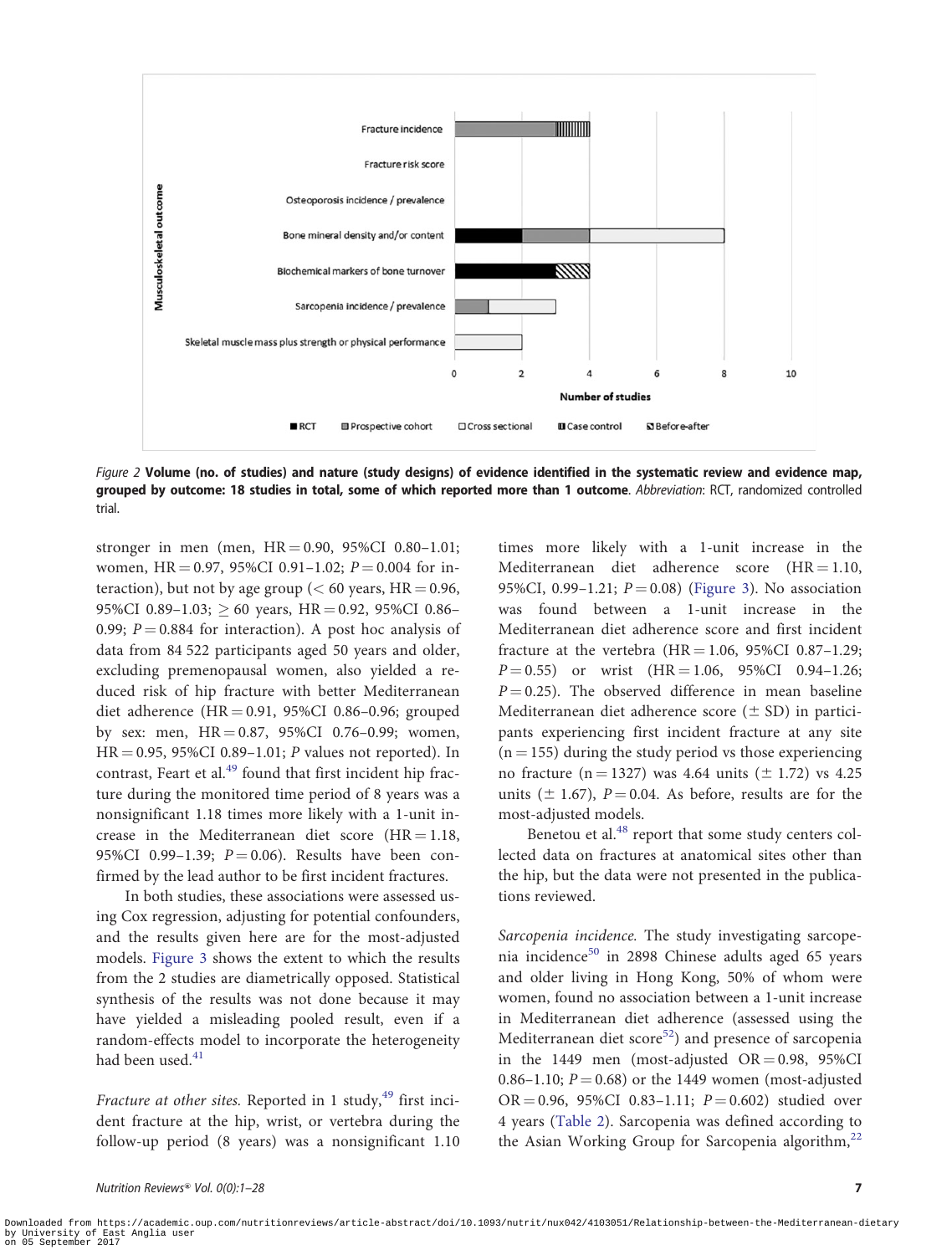Figure 2 **Volume (no. of studies) and nature (study designs) of evidence identified in the systematic review and evidence map, grouped by outcome: 18 studies in total, some of which reported more than 1 outcome**. *Abbreviation*: RCT, randomized controlled trial.

stronger in men (men, HR = 0.90, 95%CI 0.80–1.01; women, HR = 0.97, 95%CI 0.91–1.02; $P = 0.004$ for interaction), but not by age group (< 60 years, HR = 0.96, 95%CI 0.89–1.03; ≥ 60 years, HR = 0.92, 95%CI 0.86–0.99; $P = 0.884$ for interaction). A post hoc analysis of data from 84 522 participants aged 50 years and older, excluding premenopausal women, also yielded a reduced risk of hip fracture with better Mediterranean diet adherence (HR = 0.91, 95%CI 0.86–0.96; grouped by sex: men, HR = 0.87, 95%CI 0.76–0.99; women, HR = 0.95, 95%CI 0.89–1.01; $P$ values not reported). In contrast, Feart et al.[49] found that first incident hip fracture during the monitored time period of 8 years was a nonsignificant 1.18 times more likely with a 1-unit increase in the Mediterranean diet score (HR = 1.18, 95%CI 0.99–1.39; $P = 0.06$). Results have been confirmed by the lead author to be first incident fractures.

In both studies, these associations were assessed using Cox regression, adjusting for potential confounders, and the results given here are for the most-adjusted models. Figure 3 shows the extent to which the results from the 2 studies are diametrically opposed. Statistical synthesis of the results was not done because it may have yielded a misleading pooled result, even if a random-effects model to incorporate the heterogeneity had been used.[41]

*Fracture at other sites.* Reported in 1 study,[49] first incident fracture at the hip, wrist, or vertebra during the follow-up period (8 years) was a nonsignificant 1.10 times more likely with a 1-unit increase in the Mediterranean diet adherence score (HR = 1.10, 95%CI, 0.99–1.21; $P = 0.08$) (Figure 3). No association was found between a 1-unit increase in the Mediterranean diet adherence score and first incident fracture at the vertebra (HR = 1.06, 95%CI 0.87–1.29; $P = 0.55$) or wrist (HR = 1.06, 95%CI 0.94–1.26; $P = 0.25$). The observed difference in mean baseline Mediterranean diet adherence score (± SD) in participants experiencing first incident fracture at any site (n = 155) during the study period vs those experiencing no fracture (n = 1327) was 4.64 units (± 1.72) vs 4.25 units (± 1.67), $P = 0.04$. As before, results are for the most-adjusted models.

Benetou et al.[48] report that some study centers collected data on fractures at anatomical sites other than the hip, but the data were not presented in the publications reviewed.

*Sarcopenia incidence.* The study investigating sarcopenia incidence[50] in 2898 Chinese adults aged 65 years and older living in Hong Kong, 50% of whom were women, found no association between a 1-unit increase in Mediterranean diet adherence (assessed using the Mediterranean diet score[52]) and presence of sarcopenia in the 1449 men (most-adjusted OR = 0.98, 95%CI 0.86–1.10; $P = 0.68$) or the 1449 women (most-adjusted OR = 0.96, 95%CI 0.83–1.11; $P = 0.602$) studied over 4 years (Table 2). Sarcopenia was defined according to the Asian Working Group for Sarcopenia algorithm,[22]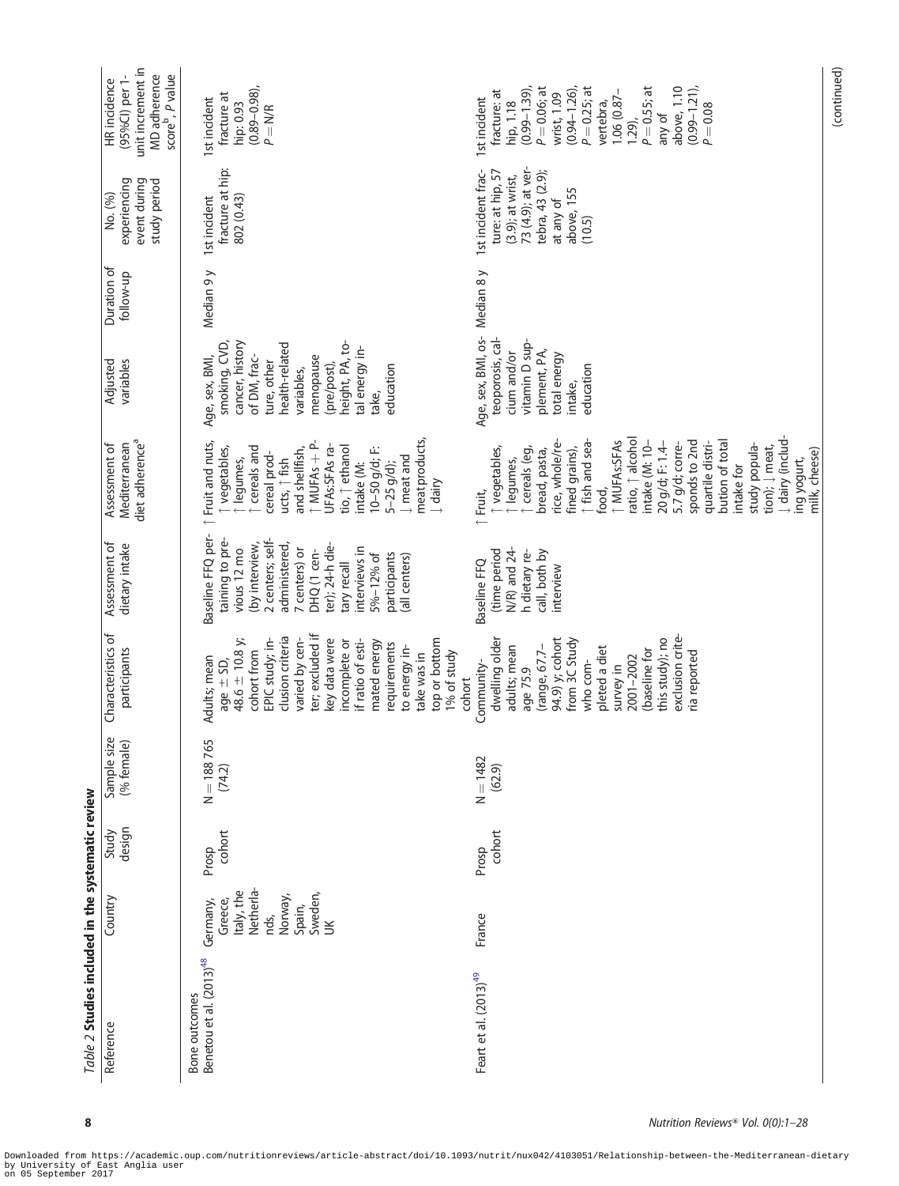Table 2 **Studies included in the systematic review**

| Reference | Country | Study design | Sample size (% female) | Characteristics of participants | Assessment of dietary intake | Assessment of Mediterranean diet adherence[a] | Adjusted variables | Duration of follow-up | No. (%) experiencing event during study period | HR incidence (95%CI) per 1-unit increment in MD adherence score[b], P value |
|---|---|---|---|---|---|---|---|---|---|---|
| Bone outcomes | | | | | | | | | | |
| Benetou et al. (2013)[48] | Germany, Greece, Italy, the Netherlands, Norway, Spain, Sweden, UK | Prosp cohort | N = 188 765 (74.2) | Adults; mean age ± SD, 48.6 ± 10.8 y; cohort from EPIC study; inclusion criteria varied by center; excluded if key data were incomplete or if ratio of estimated energy requirements to energy intake was in top or bottom 1% of study cohort | Baseline FFQ pertaining to previous 12 mo (by interview, 2 centers; self-administered, 7 centers) or DHQ (1 center); 24-h dietary recall interviews in 5%–12% of participants (all centers) | ↑ Fruit and nuts, ↑ vegetables, ↑ legumes, ↑ cereals and cereal products, ↑ fish and shellfish, ↑ MUFAs + PUFAs:SFAs ratio, ↑ ethanol intake (M: 10–50 g/d; F: 5–25 g/d); ↓ meat and meat products, ↓ dairy | Age, sex, BMI, smoking, CVD, cancer, history of DM, fracture, other health-related variables, menopause (pre/post), height, PA, total energy intake, education | Median 9 y | 1st incident fracture at hip: 802 (0.43) | 1st incident fracture at hip: 0.93 (0.89–0.98), P = N/R |
| Feart et al. (2013)[49] | France | Prosp cohort | N = 1482 (62.9) | Community-dwelling older adults; mean age 75.9 (range, 67.7–94.9) y; cohort from 3C Study who completed a diet survey in 2001–2002 (baseline for this study); no exclusion criteria reported | Baseline FFQ (time period N/R) and 24-h dietary recall, both by interview | ↑ Fruit, ↑ vegetables, ↑ legumes, ↑ cereals (eg, bread, pasta, rice, whole/refined grains), ↑ fish and seafood, ↑ MUFAs:SFAs ratio, ↑ alcohol intake (M: 10–20 g/d; F: 1.4–5.7 g/d; corresponds to 2nd quartile distribution of total intake for study population); ↓ meat, ↓ dairy (including yogurt, milk, cheese) | Age, sex, BMI, osteoporosis, calcium and/or vitamin D supplement, PA, total energy intake, education | Median 8 y | 1st incident fracture: at hip, 57 (3.9); at wrist, 73 (4.9); at vertebra, 43 (2.9); at any of above, 155 (10.5) | 1st incident fracture: at hip, 1.18 (0.99–1.39), P = 0.06; at wrist, 1.09 (0.94–1.26), P = 0.25; at vertebra, 1.06 (0.87–1.29), P = 0.55; at any of above, 1.10 (0.99–1.21), P = 0.08 |

(continued)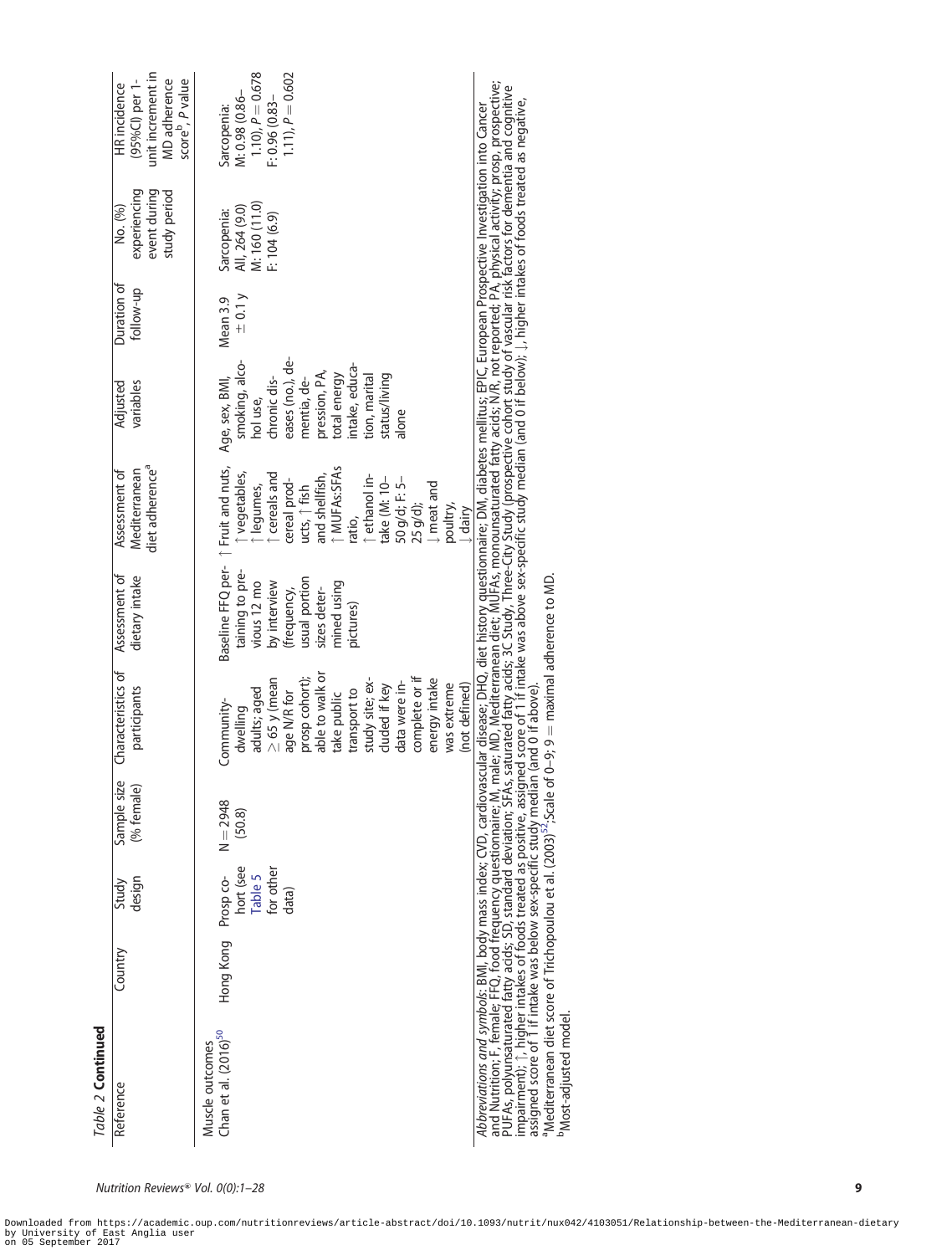*Table 2* **Continued**

| Reference | Country | Study design | Sample size (% female) | Characteristics of participants | Assessment of dietary intake | Assessment of Mediterranean diet adherence[a] | Adjusted variables | Duration of follow-up | No. (%) experiencing event during study period | HR incidence (95%CI) per 1-unit increment in MD adherence score[b], P value |
|---|---|---|---|---|---|---|---|---|---|---|
| Muscle outcomes | | | | | | | | | | |
| Chan et al. (2016)[50] | Hong Kong | Prosp cohort (see Table 5 for other data) | N = 2948 (50.8) | Community-dwelling adults; aged ≥65 y (mean age N/R for prosp cohort); able to walk or take public transport to study site; excluded if key data were incomplete or if energy intake was extreme (not defined) | Baseline FFQ pertaining to previous 12 mo by interview (frequency, usual portion sizes determined using pictures) | ↑ Fruit and nuts, ↑ vegetables, ↑ legumes, ↑ cereals and cereal products, ↑ fish and shellfish, ↑ MUFAs:SFAs ratio, ↑ ethanol intake (M: 10–50 g/d; F: 5–25 g/d); ↓ meat and poultry, ↓ dairy | Age, sex, BMI, smoking, alcohol use, chronic diseases (no.), dementia, depression, PA, total energy intake, education, marital status/living alone | Mean 3.9 ± 0.1 y | Sarcopenia: All, 264 (9.0) M: 160 (11.0) F: 104 (6.9) | Sarcopenia: M: 0.98 (0.86–1.10), P = 0.678 F: 0.96 (0.83–1.11), P = 0.602 |

*Abbreviations and symbols*: BMI, body mass index; CVD, cardiovascular disease; DHQ, diet history questionnaire; DM, diabetes mellitus; EPIC, European Prospective Investigation into Cancer and Nutrition; F, female; FFQ, food frequency questionnaire; M, male; MD, Mediterranean diet; MUFAs, monounsaturated fatty acids; N/R, not reported; PA, physical activity; prosp, prospective; PUFAs, polyunsaturated fatty acids; SD, standard deviation; SFAs, saturated fatty acids; 3C Study, Three-City Study (prospective cohort study of vascular risk factors for dementia and cognitive impairment); ↑, higher intakes of foods treated as positive, assigned score of 1 if intake was above sex-specific study median (and 0 if below); ↓, higher intakes of foods treated as negative, assigned score of 1 if intake was below sex-specific study median (and 0 if above).

[a]Mediterranean diet score of Trichopoulou et al. (2003)[52]; Scale of 0–9; 9 = maximal adherence to MD.

[b]Most-adjusted model.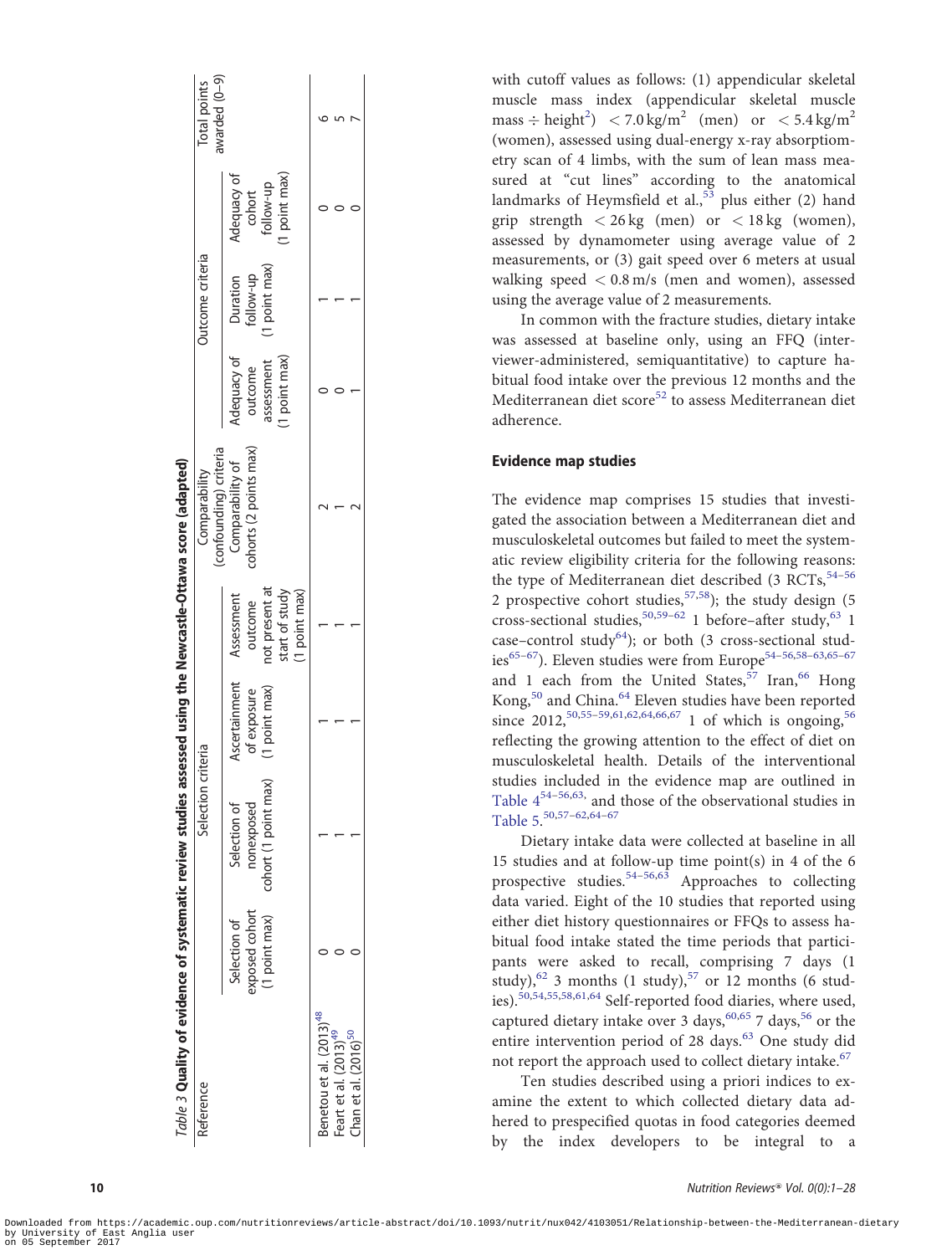*Table 3* **Quality of evidence of systematic review studies assessed using the Newcastle-Ottawa score (adapted)**

| Reference | Selection criteria | | | | Comparability (confounding) criteria | Outcome criteria | | | Total points awarded (0–9) |
|---|---|---|---|---|---|---|---|---|---|
| | Selection of exposed cohort (1 point max) | Selection of nonexposed cohort (1 point max) | Ascertainment of exposure (1 point max) | Assessment outcome not present at start of study (1 point max) | Comparability of cohorts (2 points max) | Adequacy of outcome assessment (1 point max) | Duration follow-up (1 point max) | Adequacy of cohort follow-up (1 point max) | |
| Benetou et al. (2013)[48] | 0 | 1 | 1 | 1 | 2 | 0 | 1 | 0 | 6 |
| Feart et al. (2013)[49] | 0 | 1 | 1 | 1 | 1 | 0 | 1 | 0 | 5 |
| Chan et al. (2016)[50] | 0 | 1 | 1 | 1 | 2 | 1 | 1 | 0 | 7 |

with cutoff values as follows: (1) appendicular skeletal muscle mass index (appendicular skeletal muscle mass ÷ height$^2$) $< 7.0\,\text{kg/m}^2$ (men) or $< 5.4\,\text{kg/m}^2$ (women), assessed using dual-energy x-ray absorptiometry scan of 4 limbs, with the sum of lean mass measured at "cut lines" according to the anatomical landmarks of Heymsfield et al.,[53] plus either (2) hand grip strength $< 26\,\text{kg}$ (men) or $< 18\,\text{kg}$ (women), assessed by dynamometer using average value of 2 measurements, or (3) gait speed over 6 meters at usual walking speed $< 0.8\,\text{m/s}$ (men and women), assessed using the average value of 2 measurements.

In common with the fracture studies, dietary intake was assessed at baseline only, using an FFQ (interviewer-administered, semiquantitative) to capture habitual food intake over the previous 12 months and the Mediterranean diet score[52] to assess Mediterranean diet adherence.

## Evidence map studies

The evidence map comprises 15 studies that investigated the association between a Mediterranean diet and musculoskeletal outcomes but failed to meet the systematic review eligibility criteria for the following reasons: the type of Mediterranean diet described (3 RCTs,[54–56] 2 prospective cohort studies,[57,58]); the study design (5 cross-sectional studies,[50,59–62] 1 before–after study,[63] 1 case–control study[64]); or both (3 cross-sectional studies[65–67]). Eleven studies were from Europe[54–56,58–63,65–67] and 1 each from the United States,[57] Iran,[66] Hong Kong,[50] and China.[64] Eleven studies have been reported since 2012,[50,55–59,61,62,64,66,67] 1 of which is ongoing,[56] reflecting the growing attention to the effect of diet on musculoskeletal health. Details of the interventional studies included in the evidence map are outlined in Table 4[54–56,63,] and those of the observational studies in Table 5.[50,57–62,64–67]

Dietary intake data were collected at baseline in all 15 studies and at follow-up time point(s) in 4 of the 6 prospective studies.[54–56,63] Approaches to collecting data varied. Eight of the 10 studies that reported using either diet history questionnaires or FFQs to assess habitual food intake stated the time periods that participants were asked to recall, comprising 7 days (1 study),[62] 3 months (1 study),[57] or 12 months (6 studies).[50,54,55,58,61,64] Self-reported food diaries, where used, captured dietary intake over 3 days,[60,65] 7 days,[56] or the entire intervention period of 28 days.[63] One study did not report the approach used to collect dietary intake.[67]

Ten studies described using a priori indices to examine the extent to which collected dietary data adhered to prespecified quotas in food categories deemed by the index developers to be integral to a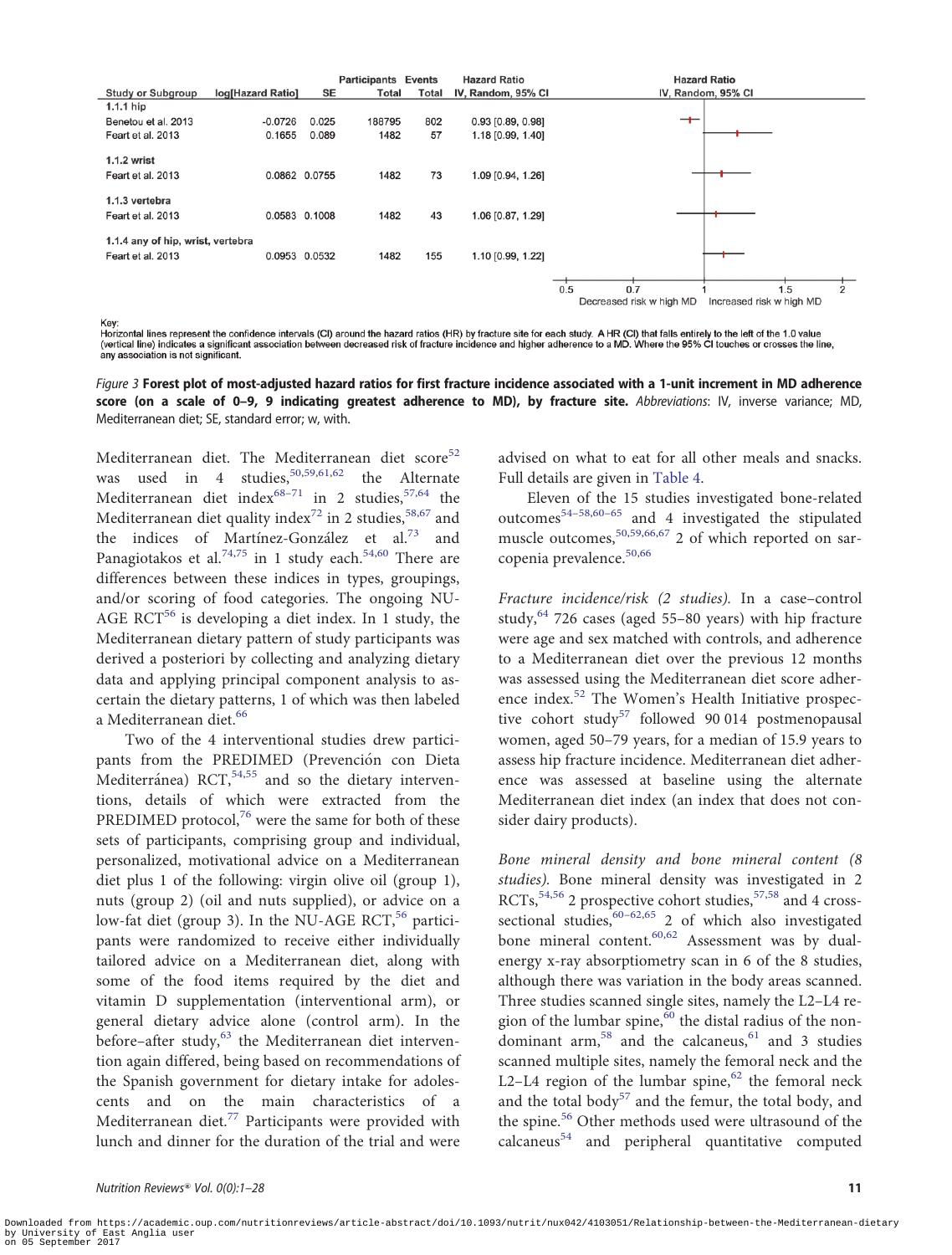| Study or Subgroup | log[Hazard Ratio] | SE | Participants Total | Events Total | Hazard Ratio IV, Random, 95% CI |
|---|---|---|---|---|---|
| **1.1.1 hip** | | | | | |
| Benetou et al. 2013 | -0.0726 | 0.025 | 188795 | 802 | 0.93 [0.89, 0.98] |
| Feart et al. 2013 | 0.1655 | 0.089 | 1482 | 57 | 1.18 [0.99, 1.40] |
| **1.1.2 wrist** | | | | | |
| Feart et al. 2013 | 0.0862 | 0.0755 | 1482 | 73 | 1.09 [0.94, 1.26] |
| **1.1.3 vertebra** | | | | | |
| Feart et al. 2013 | 0.0583 | 0.1008 | 1482 | 43 | 1.06 [0.87, 1.29] |
| **1.1.4 any of hip, wrist, vertebra** | | | | | |
| Feart et al. 2013 | 0.0953 | 0.0532 | 1482 | 155 | 1.10 [0.99, 1.22] |

Decreased risk w high MD — Increased risk w high MD

Key:
Horizontal lines represent the confidence intervals (CI) around the hazard ratios (HR) by fracture site for each study. A HR (CI) that falls entirely to the left of the 1.0 value (vertical line) indicates a significant association between decreased risk of fracture incidence and higher adherence to a MD. Where the 95% CI touches or crosses the line, any association is not significant.

*Figure 3* **Forest plot of most-adjusted hazard ratios for first fracture incidence associated with a 1-unit increment in MD adherence score (on a scale of 0–9, 9 indicating greatest adherence to MD), by fracture site.** *Abbreviations*: IV, inverse variance; MD, Mediterranean diet; SE, standard error; w, with.

Mediterranean diet. The Mediterranean diet score[52] was used in 4 studies,[50,59,61,62] the Alternate Mediterranean diet index[68–71] in 2 studies,[57,64] the Mediterranean diet quality index[72] in 2 studies,[58,67] and the indices of Martínez-González et al.[73] and Panagiotakos et al.[74,75] in 1 study each.[54,60] There are differences between these indices in types, groupings, and/or scoring of food categories. The ongoing NU-AGE RCT[56] is developing a diet index. In 1 study, the Mediterranean dietary pattern of study participants was derived a posteriori by collecting and analyzing dietary data and applying principal component analysis to ascertain the dietary patterns, 1 of which was then labeled a Mediterranean diet.[66]

Two of the 4 interventional studies drew participants from the PREDIMED (Prevención con Dieta Mediterránea) RCT,[54,55] and so the dietary interventions, details of which were extracted from the PREDIMED protocol,[76] were the same for both of these sets of participants, comprising group and individual, personalized, motivational advice on a Mediterranean diet plus 1 of the following: virgin olive oil (group 1), nuts (group 2) (oil and nuts supplied), or advice on a low-fat diet (group 3). In the NU-AGE RCT,[56] participants were randomized to receive either individually tailored advice on a Mediterranean diet, along with some of the food items required by the diet and vitamin D supplementation (interventional arm), or general dietary advice alone (control arm). In the before–after study,[63] the Mediterranean diet intervention again differed, being based on recommendations of the Spanish government for dietary intake for adolescents and on the main characteristics of a Mediterranean diet.[77] Participants were provided with lunch and dinner for the duration of the trial and were advised on what to eat for all other meals and snacks. Full details are given in Table 4.

Eleven of the 15 studies investigated bone-related outcomes[54–58,60–65] and 4 investigated the stipulated muscle outcomes,[50,59,66,67] 2 of which reported on sarcopenia prevalence.[50,66]

*Fracture incidence/risk (2 studies).* In a case–control study,[64] 726 cases (aged 55–80 years) with hip fracture were age and sex matched with controls, and adherence to a Mediterranean diet over the previous 12 months was assessed using the Mediterranean diet score adherence index.[52] The Women's Health Initiative prospective cohort study[57] followed 90 014 postmenopausal women, aged 50–79 years, for a median of 15.9 years to assess hip fracture incidence. Mediterranean diet adherence was assessed at baseline using the alternate Mediterranean diet index (an index that does not consider dairy products).

*Bone mineral density and bone mineral content (8 studies).* Bone mineral density was investigated in 2 RCTs,[54,56] 2 prospective cohort studies,[57,58] and 4 cross-sectional studies,[60–62,65] 2 of which also investigated bone mineral content.[60,62] Assessment was by dual-energy x-ray absorptiometry scan in 6 of the 8 studies, although there was variation in the body areas scanned. Three studies scanned single sites, namely the L2–L4 region of the lumbar spine,[60] the distal radius of the non-dominant arm,[58] and the calcaneus,[61] and 3 studies scanned multiple sites, namely the femoral neck and the L2–L4 region of the lumbar spine,[62] the femoral neck and the total body[57] and the femur, the total body, and the spine.[56] Other methods used were ultrasound of the calcaneus[54] and peripheral quantitative computed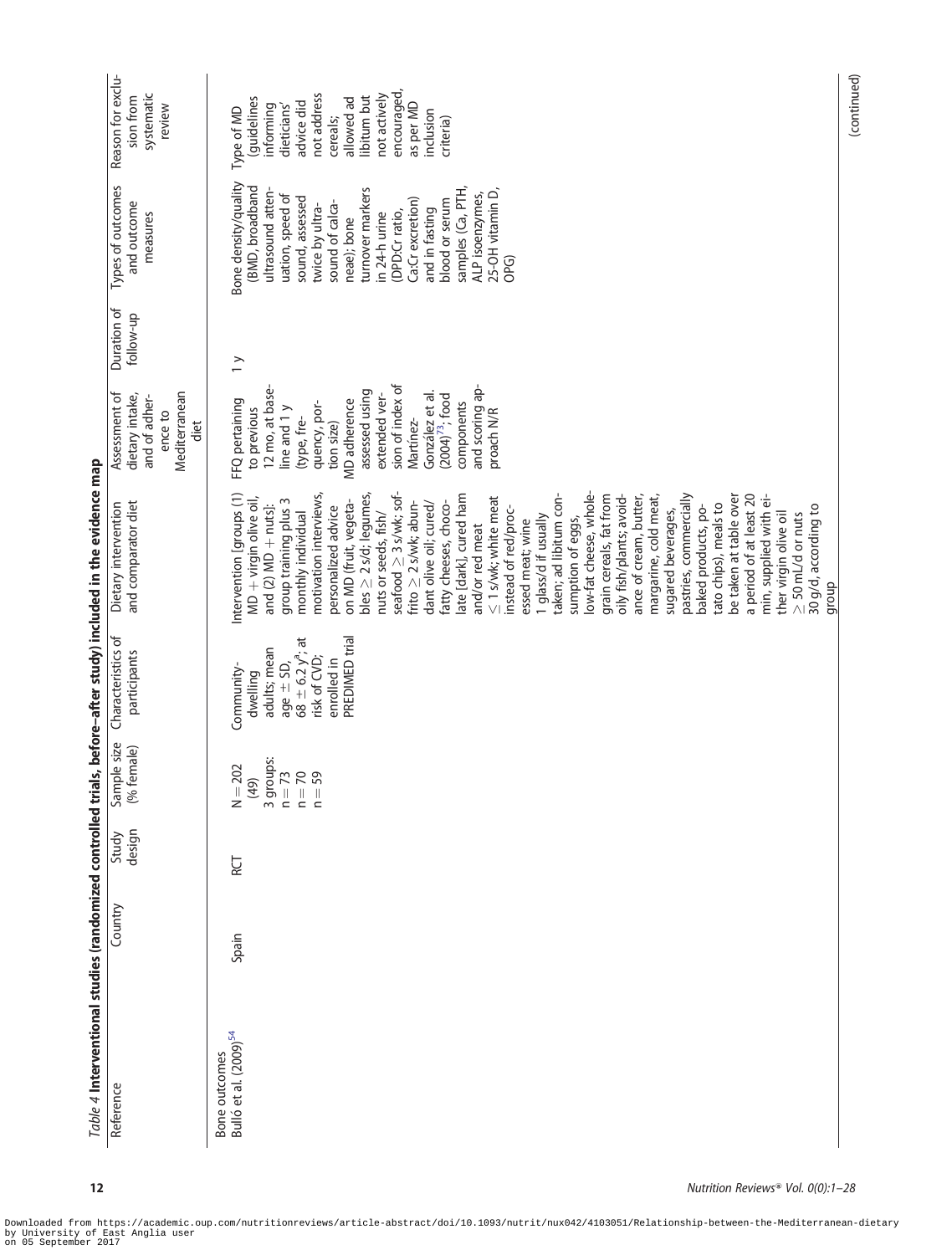*Table 4* **Interventional studies (randomized controlled trials, before–after study) included in the evidence map**

| Reference | Country | Study design | Sample size (% female) | Characteristics of participants | Dietary intervention and comparator diet | Assessment of dietary intake, and of adherence to Mediterranean diet | Duration of follow-up | Types of outcomes and outcome measures | Reason for exclusion from systematic review |
|---|---|---|---|---|---|---|---|---|---|
| Bone outcomes | | | | | | | | | |
| Bulló et al. (2009)[54] | Spain | RCT | N = 202 (49) 3 groups: n = 73 n = 70 n = 59 | Community-dwelling adults; mean age ± SD, 68 ± 6.2 y[a]; at risk of CVD; enrolled in PREDIMED trial | Intervention [groups (1) MD + virgin olive oil, and (2) MD + nuts]: group training plus 3 monthly individual motivation interviews, personalized advice on MD (fruit, vegetables ≥ 2 s/d; legumes, nuts or seeds, fish/seafood ≥ 3 s/wk; sofrito ≥ 2 s/wk; abundant olive oil; cured/fatty cheeses, chocolate [dark], cured ham and/or red meat ≤ 1 s/wk; white meat instead of red/processed meat; wine 1 glass/d if usually taken; ad libitum consumption of eggs, low-fat cheese, whole-grain cereals, fat from oily fish/plants; avoidance of cream, butter, margarine, cold meat, sugared beverages, pastries, commercially baked products, potato chips), meals to be taken at table over a period of at least 20 min, supplied with either virgin olive oil ≥ 50 mL/d or nuts 30 g/d, according to group | FFQ pertaining to previous 12 mo, at baseline and 1 y (type, frequency, portion size) MD adherence assessed using extended version of index of Martínez-González et al. (2004)[73]; food components and scoring approach N/R | 1 y | Bone density/quality (BMD, broadband ultrasound attenuation, speed of sound, assessed twice by ultrasound of calcaneae); bone turnover markers in 24-h urine (DPD:Cr ratio, Ca:Cr excretion) and in fasting blood or serum samples (Ca, PTH, ALP isoenzymes, 25-OH vitamin D, OPG) | Type of MD (guidelines informing dieticians' advice did not address cereals; allowed ad libitum but not actively encouraged, as per MD inclusion criteria) |

(continued)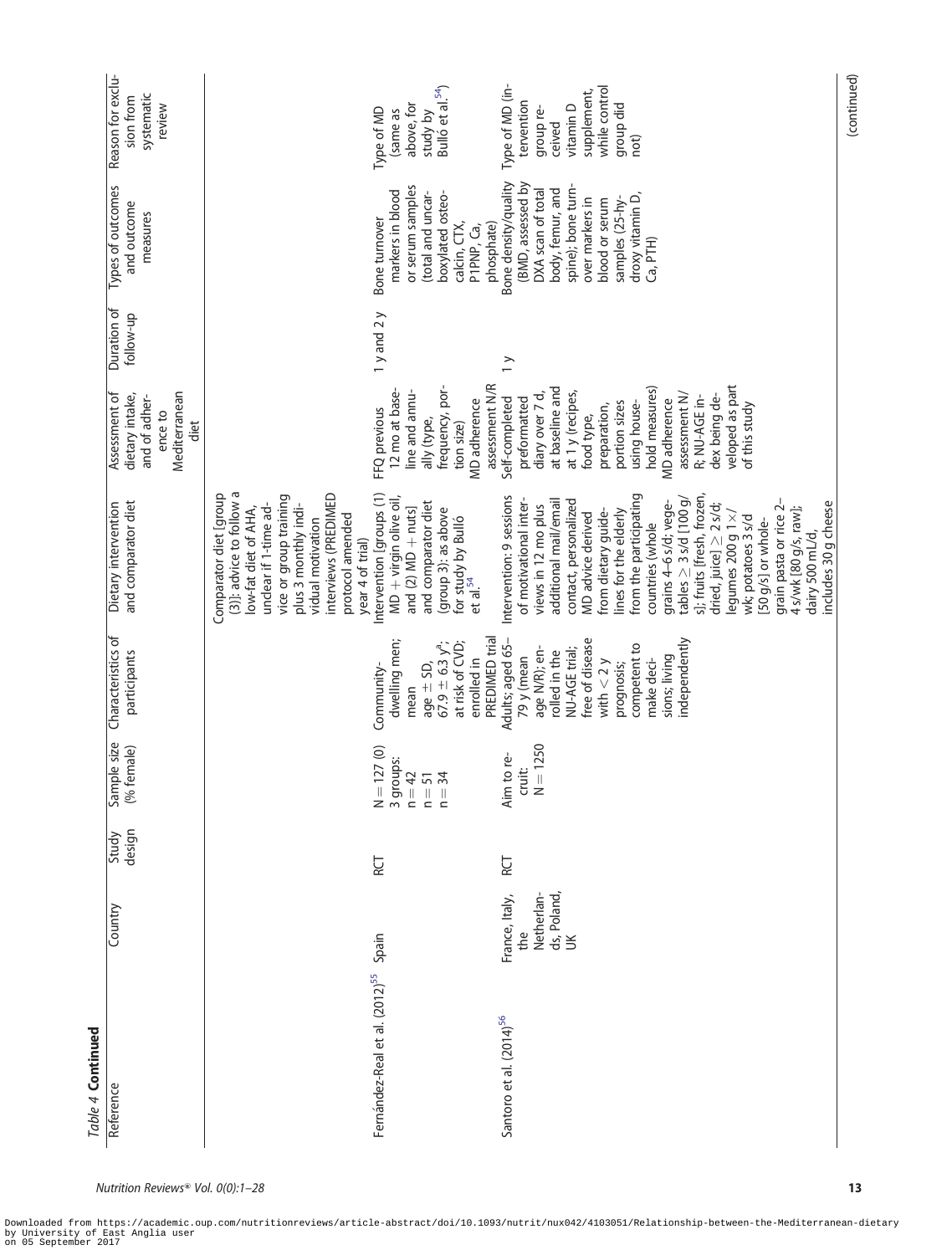*Table 4* **Continued**

| Reference | Country | Study design | Sample size (% female) | Characteristics of participants | Dietary intervention and comparator diet | Assessment of dietary intake, and of adherence to Mediterranean diet | Duration of follow-up | Types of outcomes and outcome measures | Reason for exclusion from systematic review |
|---|---|---|---|---|---|---|---|---|---|
| | | | | | Comparator diet [group (3)]: advice to follow a low-fat diet of AHA, unclear if 1-time advice or group training plus 3 monthly individual motivation interviews (PREDIMED protocol amended year 4 of trial) | | | | |
| Fernández-Real et al. (2012)[55] | Spain | RCT | N = 127 (0) 3 groups: n = 42 n = 51 n = 34 | Community-dwelling men; mean age ± SD, 67.9 ± 6.3 y[a]; at risk of CVD; enrolled in PREDIMED trial | Intervention [groups (1) MD + virgin olive oil, and (2) MD + nuts] and comparator diet (group 3): as above for study by Bulló et al.[54] | FFQ previous 12 mo at baseline and annually (type, frequency, portion size) MD adherence assessment N/R | 1 y and 2 y | Bone turnover markers in blood or serum samples (total and uncarboxylated osteocalcin, CTX, P1PNP, Ca, phosphate) | Type of MD (same as above, for study by Bulló et al.[54]) |
| Santoro et al. (2014)[56] | France, Italy, the Netherlands, Poland, UK | RCT | Aim to recruit: N = 1250 | Adults; aged 65–79 y (mean age N/R); enrolled in the NU-AGE trial; free of disease with < 2 y prognosis; competent to make decisions; living independently | Intervention: 9 sessions of motivational interviews in 12 mo plus additional mail/email contact, personalized MD advice derived from dietary guidelines for the elderly from the participating countries (whole grains 4–6 s/d; vegetables ≥ 3 s/d [100 g/s]; fruits [fresh, frozen, dried, juice] ≥ 2 s/d; legumes 200 g 1×/wk; potatoes 3 s/d [50 g/s] or wholegrain pasta or rice 2–4 s/wk [80 g/s, raw]; dairy 500 mL/d, includes 30 g cheese | Self-completed preformatted diary over 7 d, at baseline and at 1 y (recipes, food type, preparation, portion sizes using household measures) MD adherence assessment N/R; NU-AGE index being developed as part of this study | 1 y | Bone density/quality (BMD, assessed by DXA scan of total body, femur, and spine); bone turnover markers in blood or serum samples (25-hydroxy vitamin D, Ca, PTH) | Type of MD (intervention group received vitamin D supplement, while control group did not) |

(continued)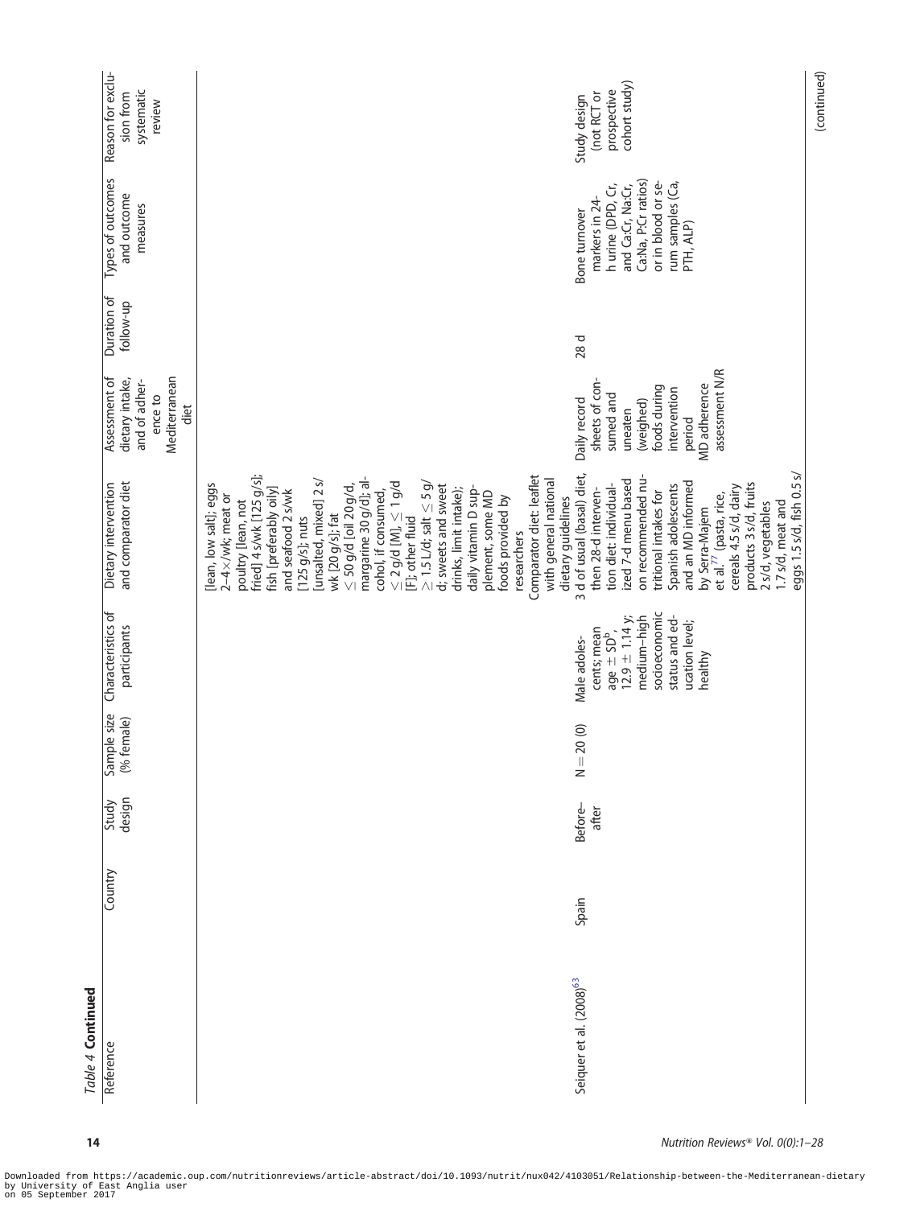*Table 4* **Continued**

| Reference | Country | Study design | Sample size (% female) | Characteristics of participants | Dietary intervention and comparator diet | Assessment of dietary intake, and of adherence to Mediterranean diet | Duration of follow-up | Types of outcomes and outcome measures | Reason for exclusion from systematic review |
|---|---|---|---|---|---|---|---|---|---|
| | | | | | [lean, low salt]; eggs 2–4×/wk; meat or poultry [lean, not fried] 4 s/wk [125 g/s]; fish [preferably oily] and seafood 2 s/wk [125 g/s]; nuts [unsalted, mixed] 2 s/wk [20 g/s]; fat ≤ 50 g/d [oil 20 g/d, margarine 30 g/d]; alcohol, if consumed, ≤ 2 g/d [M], ≤ 1 g/d [F]; other fluid ≥ 1.5 L/d; salt ≤ 5 g/d; sweets and sweet drinks, limit intake); daily vitamin D supplement, some MD foods provided by researchers<br>Comparator diet: leaflet with general national dietary guidelines | | | | |
| Seiquer et al. (2008)[63] | Spain | Before–after | N = 20 (0) | Male adolescents; mean age ± SD[b], 12.9 ± 1.14 y; medium–high socioeconomic status and education level; healthy | 3 d of usual (basal) diet, then 28-d intervention diet: individualized 7-d menu based on recommended nutritional intakes for Spanish adolescents and an MD informed by Serra-Majem et al.[77] (pasta, rice, cereals 4.5 s/d, dairy products 3 s/d, fruits 2 s/d, vegetables 1.7 s/d, meat and eggs 1.5 s/d, fish 0.5 s/ | Daily record sheets of consumed and uneaten (weighed) foods during intervention period<br>MD adherence assessment N/R | 28 d | Bone turnover markers in 24-h urine (DPD, Cr, and Ca:Cr, Na:Cr, Ca:Na, P:Cr ratios) or in blood or serum samples (Ca, PTH, ALP) | Study design (not RCT or prospective cohort study) |

(continued)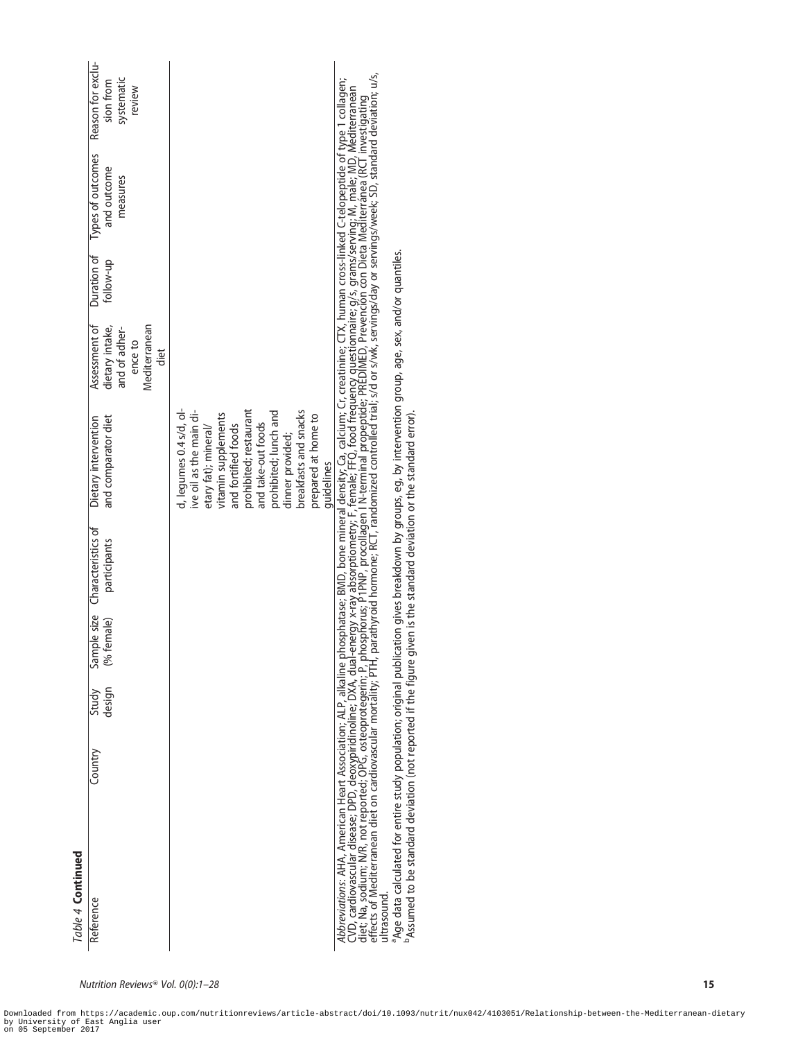*Table 4* **Continued**

| Reference | Country | Study design | Sample size (% female) | Characteristics of participants | Dietary intervention and comparator diet | Assessment of dietary intake, and of adherence to Mediterranean diet | Duration of follow-up | Types of outcomes and outcome measures | Reason for exclusion from systematic review |
|---|---|---|---|---|---|---|---|---|---|
| | | | | | d, legumes 0.4 s/d, olive oil as the main dietary fat); mineral/ vitamin supplements and fortified foods prohibited; restaurant and take-out foods prohibited; lunch and dinner provided; breakfasts and snacks prepared at home to guidelines | | | | |

*Abbreviations*: AHA, American Heart Association; ALP, alkaline phosphatase; BMD, bone mineral density; Ca, calcium; Cr, creatinine; CTX, human cross-linked C-telopeptide of type 1 collagen; CVD, cardiovascular disease; DPD, deoxypiridinoline; DXA, dual-energy x-ray absorptiometry; F, female; FFQ, food frequency questionnaire; g/s, grams/serving; M, male; MD, Mediterranean diet; Na, sodium; N/R, not reported; OPG, osteoprotegerin; P, phosphorus; P1PNP, procollagen I N-terminal propeptide; PREDIMED, Prevención con Dieta Mediterránea (RCT investigating effects of Mediterranean diet on cardiovascular mortality; PTH, parathyroid hormone; RCT, randomized controlled trial; s/d or s/wk, servings/day or servings/week; SD, standard deviation; u/s, ultrasound.

[a]Age data calculated for entire study population; original publication gives breakdown by groups, eg, by intervention group, age, sex, and/or quantiles.

[b]Assumed to be standard deviation (not reported if the figure given is the standard deviation or the standard error).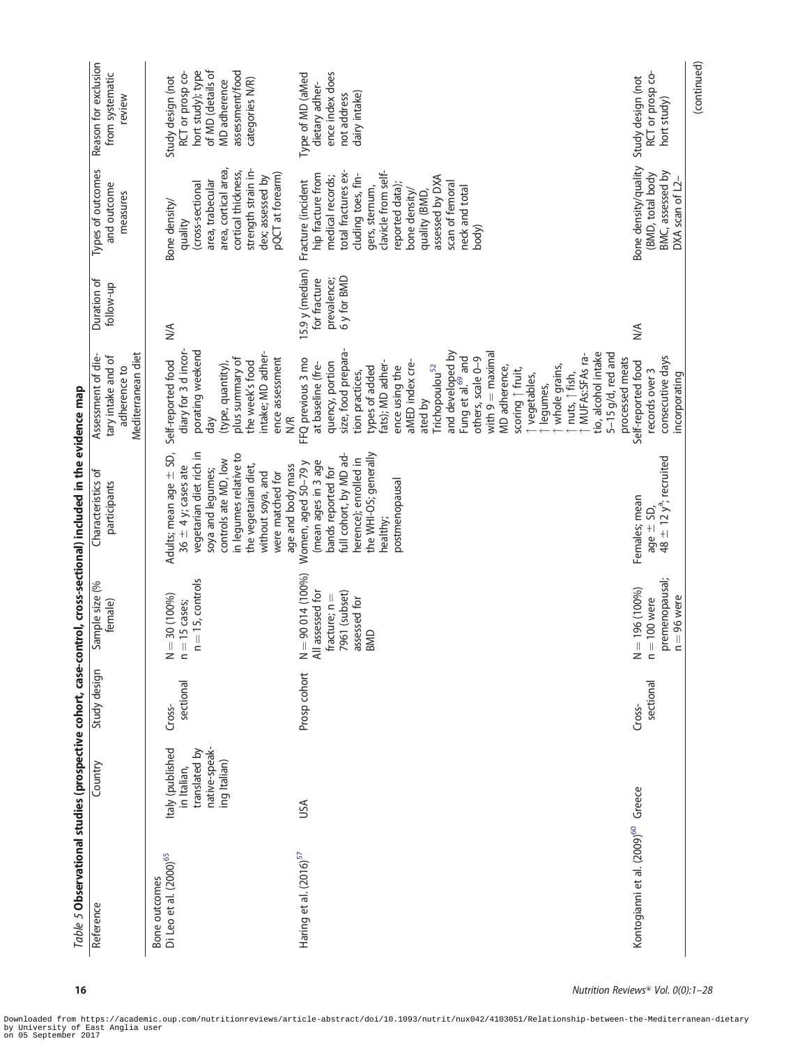*Table 5* **Observational studies (prospective cohort, case-control, cross-sectional) included in the evidence map**

| Reference | Country | Study design | Sample size (% female) | Characteristics of participants | Assessment of dietary intake and of adherence to Mediterranean diet | Duration of follow-up | Types of outcomes and outcome measures | Reason for exclusion from systematic review |
|---|---|---|---|---|---|---|---|---|
| Bone outcomes | | | | | | | | |
| Di Leo et al. (2000)[65] | Italy (published in Italian, translated by native-speaking Italian) | Cross-sectional | N = 30 (100%) n = 15 cases; n = 15, controls | Adults; mean age ± SD, 36 ± 4 y; cases ate vegetarian diet rich in soya and legumes; controls ate MD, low in legumes relative to the vegetarian diet, without soya, and were matched for age and body mass | Self-reported food diary for 3 d incorporating weekend day (type, quantity), plus summary of the week's food intake; MD adherence assessment N/R | N/A | Bone density/quality (cross-sectional area, trabecular area, cortical area, cortical thickness, strength strain index; assessed by pQCT at forearm) | Study design (not RCT or prosp cohort study); type of MD (details of MD adherence assessment/food categories N/R) |
| Haring et al. (2016)[57] | USA | Prosp cohort | N = 90 014 (100%) All assessed for fracture; n = 7961 (subset) assessed for BMD | Women, aged 50–79 y (mean ages in 3 age bands reported for full cohort, by MD adherence); enrolled in the WHI-OS; generally healthy; postmenopausal | FFQ previous 3 mo at baseline (frequency, portion size, food preparation practices, types of added fats); MD adherence using the aMED index created by Trichopoulou[52] and developed by Fung et al.[69] and others, scale 0–9 with 9 = maximal MD adherence, scoring ↑ fruit, ↑ vegetables, ↑ legumes, ↑ whole grains, ↑ nuts, ↑ fish, ↑ MUFAs:SFAs ratio, alcohol intake 5–15 g/d, red and processed meats | 15.9 y (median) for fracture prevalence; 6 y for BMD | Fracture (incident hip fracture from medical records; total fractures excluding toes, fingers, sternum, clavicle from self-reported data); bone density/quality (BMD, assessed by DXA scan of femoral neck and total body) | Type of MD (aMed dietary adherence index does not address dairy intake) |
| Kontogianni et al. (2009)[60] | Greece | Cross-sectional | N = 196 (100%) n = 100 were premenopausal; n = 96 were | Females; mean age ± SD, 48 ± 12 y[a]; recruited | Self-reported food records over 3 consecutive days incorporating | N/A | Bone density/quality (BMD, total body BMC, assessed by DXA scan of L2– | Study design (not RCT or prosp cohort study) |

(continued)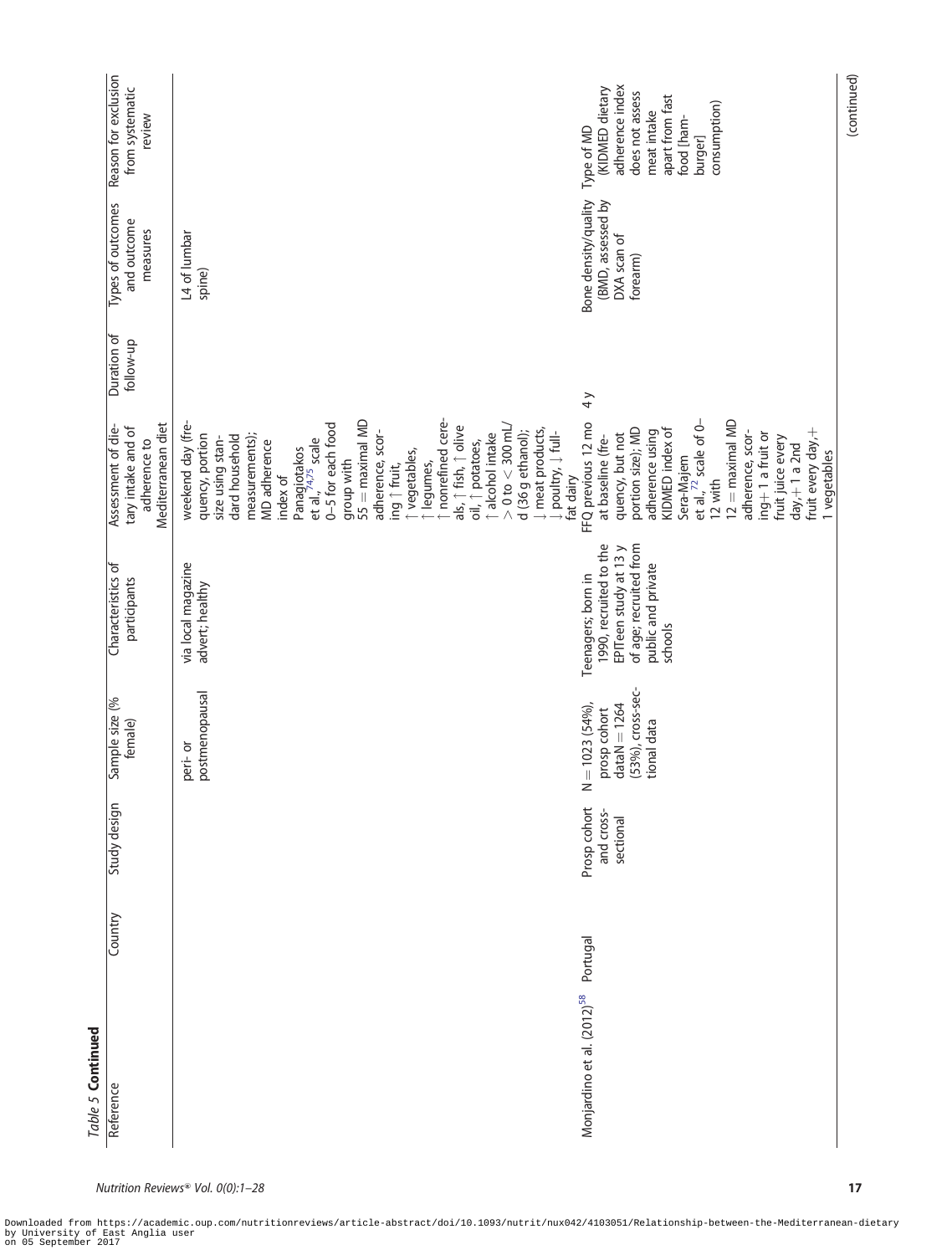*Table 5* **Continued**

| Reference | Country | Study design | Sample size (% female) | Characteristics of participants | Assessment of dietary intake and of adherence to Mediterranean diet | Duration of follow-up | Types of outcomes and outcome measures | Reason for exclusion from systematic review |
|---|---|---|---|---|---|---|---|---|
| | | | peri- or postmenopausal | via local magazine advert; healthy | weekend day (frequency, portion size using standard household measurements); MD adherence index of Panagiotakos et al.,[74,75] scale 0–5 for each food group with 55 = maximal MD adherence, scoring ↑ fruit, ↑ vegetables, ↑ legumes, ↑ nonrefined cereals, ↑ fish, ↑ olive oil, ↑ potatoes, ↑ alcohol intake > 0 to < 300 mL/d (36 g ethanol); ↓ meat products, ↓ poultry, ↓ full-fat dairy | | L4 of lumbar spine) | |
| Monjardino et al. (2012)[58] | Portugal | Prosp cohort and cross-sectional | N = 1023 (54%), prosp cohort dataN = 1264 (53%), cross-sectional data | Teenagers; born in 1990, recruited to the EPITeen study at 13 y of age; recruited from public and private schools | FFQ previous 12 mo at baseline (frequency, but not portion size); MD adherence using KIDMED index of Sera-Majem et al.,[72] scale of 0–12 with 12 = maximal MD adherence, scoring+ 1 a fruit or fruit juice every day,+ 1 a 2nd fruit every day,+ 1 vegetables | 4 y | Bone density/quality (BMD, assessed by DXA scan of forearm) | Type of MD (KIDMED dietary adherence index does not assess meat intake apart from fast food [hamburger] consumption) |

(continued)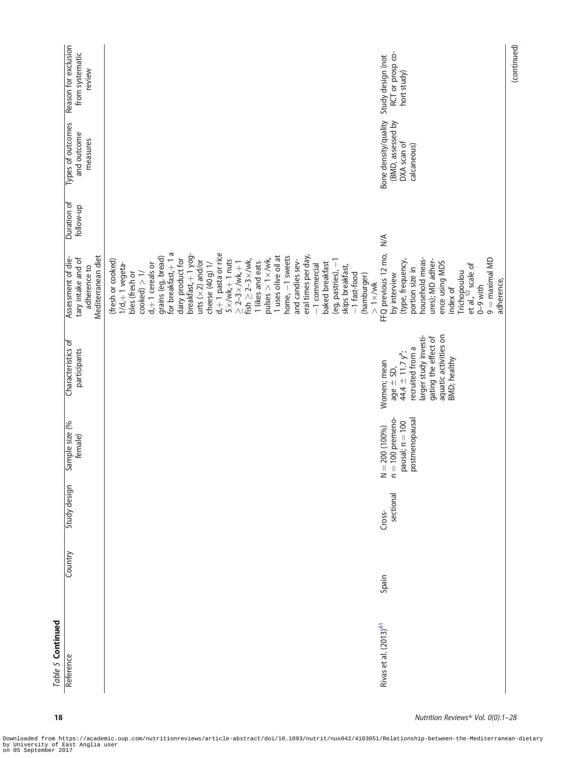*Table 5* **Continued**

| Reference | Country | Study design | Sample size (% female) | Characteristics of participants | Assessment of dietary intake and of adherence to Mediterranean diet | Duration of follow-up | Types of outcomes and outcome measures | Reason for exclusion from systematic review |
|---|---|---|---|---|---|---|---|---|
| | | | | | (fresh or cooked) 1/d, +1 vegetables (fresh or cooked) > 1/d, +1 cereals or grains (eg, bread) for breakfast, +1 a dairy product for breakfast, +1 yogurts (×2) and/or cheese (40 g) 1/d, +1 pasta or rice 5×/wk, +1 nuts ≥ 2–3×/wk, +1 fish ≥ 2–3×/wk, 1 likes and eats pulses > 1×/wk, 1 uses olive oil at home, −1 sweets and candies several times per day, −1 commercial baked breakfast (eg, pastries), −1 skips breakfast, −1 fast-food (hamburger) > 1×/wk | | | |
| Rivas et al. (2013)[61] | Spain | Cross-sectional | N = 200 (100%) n = 100 premenopausal; n = 100 postmenopausal | Women; mean age ± SD, 44.4 ± 11.7 y[a]; recruited from a larger study investigating the effect of aquatic activities on BMD; healthy | FFQ previous 12 mo, by interview (type, frequency, portion size in household measures); MD adherence using MDS index of Trichopoulou et al.,[52] scale of 0–9 with 9 = maximal MD adherence, | N/A | Bone density/quality (BMD, assessed by DXA scan of calcaneous) | Study design (not RCT or prosp cohort study) |

(continued)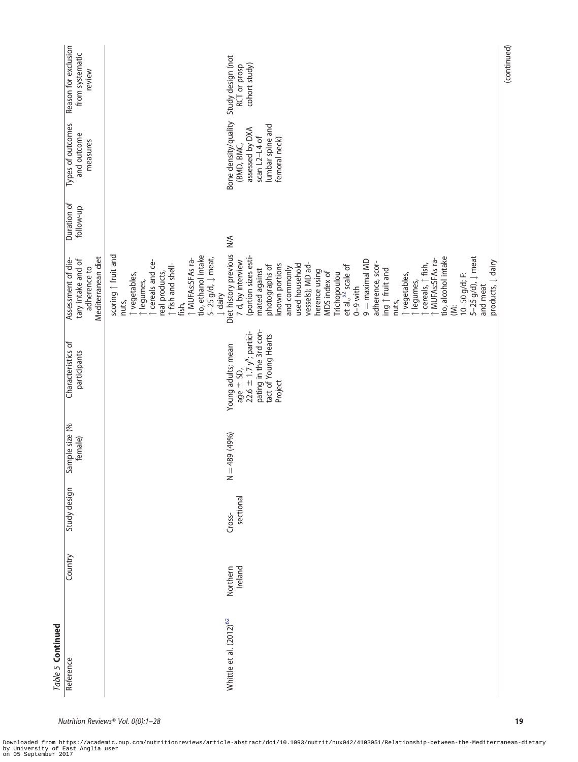*Table 5* **Continued**

| Reference | Country | Study design | Sample size (% female) | Characteristics of participants | Assessment of dietary intake and of adherence to Mediterranean diet | Duration of follow-up | Types of outcomes and outcome measures | Reason for exclusion from systematic review |
|---|---|---|---|---|---|---|---|---|
| | | | | | scoring ↑ fruit and nuts, ↑ vegetables, ↑ legumes, ↑ cereals and cereal products, ↑ fish and shellfish, ↑ MUFAs:SFAs ratio, ethanol intake 5–25 g/d, ↓ meat, ↓ dairy | | | |
| Whittle et al. (2012)[62] | Northern Ireland | Cross-sectional | N = 489 (49%) | Young adults; mean age ± SD, 22.6 ± 1.7 y[a]; participating in the 3rd contact of Young Hearts Project | Diet history previous 7 d, by interview (portion sizes estimated against photographs of known portions and commonly used household vessels); MD adherence using MDS index of Trichopoulou et al.,[52] scale of 0–9 with 9 = maximal MD adherence, scoring ↑ fruit and nuts, ↑ vegetables, ↑ legumes, ↑ cereals, ↑ fish, ↑ MUFAs:SFAs ratio, alcohol intake (M: 10–50 g/d; F: 5–25 g/d), ↓ meat and meat products, ↓ dairy | N/A | Bone density/quality (BMD, BMC, assessed by DXA scan L2–L4 of lumbar spine and femoral neck) | Study design (not RCT or prosp cohort study) |

(continued)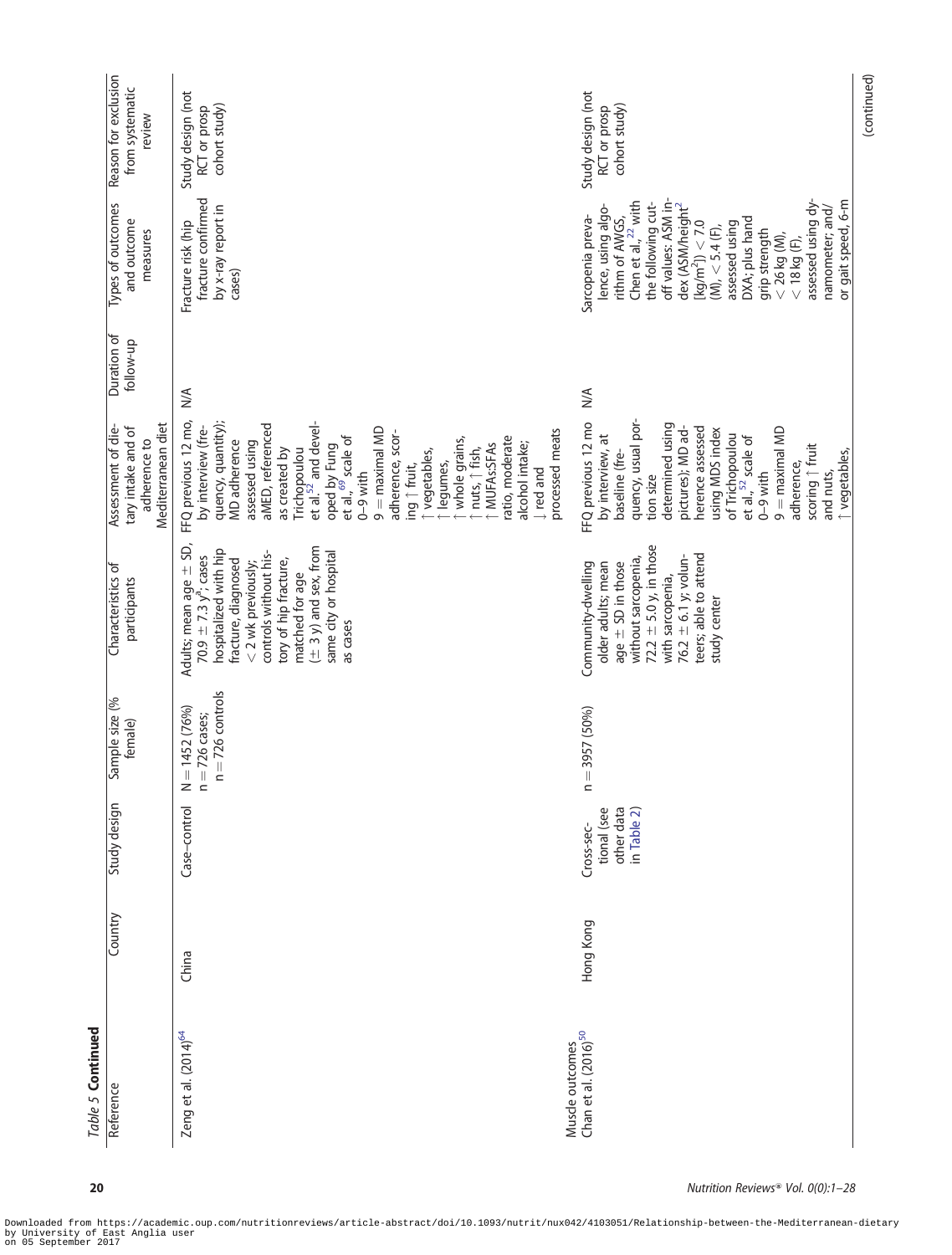*Table 5* **Continued**

| Reference | Country | Study design | Sample size (% female) | Characteristics of participants | Assessment of dietary intake and of adherence to Mediterranean diet | Duration of follow-up | Types of outcomes and outcome measures | Reason for exclusion from systematic review |
|---|---|---|---|---|---|---|---|---|
| Zeng et al. (2014)[64] | China | Case–control | N = 1452 (76%) n = 726 cases; n = 726 controls | Adults; mean age ± SD, 70.9 ± 7.3 y[a]; cases hospitalized with hip fracture, diagnosed < 2 wk previously; controls without history of hip fracture, matched for age (± 3 y) and sex, from same city or hospital as cases | FFQ previous 12 mo, by interview (frequency, quantity); MD adherence assessed using aMED, referenced as created by Trichopoulou et al.[52] and developed by Fung et al.,[69] scale of 0–9 with 9 = maximal MD adherence, scoring ↑ fruit, ↑ vegetables, ↑ legumes, ↑ whole grains, ↑ nuts, ↑ fish, ↑ MUFAs:SFAs ratio, moderate alcohol intake; ↓ red and processed meats | N/A | Fracture risk (hip fracture confirmed by x-ray report in cases) | Study design (not RCT or prosp cohort study) |
| Muscle outcomes | | | | | | | | |
| Chan et al. (2016)[50] | Hong Kong | Cross-sectional (see other data in Table 2) | n = 3957 (50%) | Community-dwelling older adults; mean age ± SD in those without sarcopenia, 72.2 ± 5.0 y, in those with sarcopenia, 76.2 ± 6.1 y; volunteers; able to attend study center | FFQ previous 12 mo by interview, at baseline (frequency, usual portion size determined using pictures); MD adherence assessed using MDS index of Trichopoulou et al.,[52] scale of 0–9 with 9 = maximal MD adherence, scoring ↑ fruit and nuts, ↑ vegetables, | N/A | Sarcopenia prevalence, using algorithm of AWGS, Chen et al.,[22] with the following cutoff values: ASM index (ASM/height$^2$ [kg/m$^2$]) < 7.0 (M), < 5.4 (F), assessed using DXA; plus hand grip strength < 26 kg (M), < 18 kg (F), assessed using dynamometer; and/or gait speed, 6-m | Study design (not RCT or prosp cohort study) |

(continued)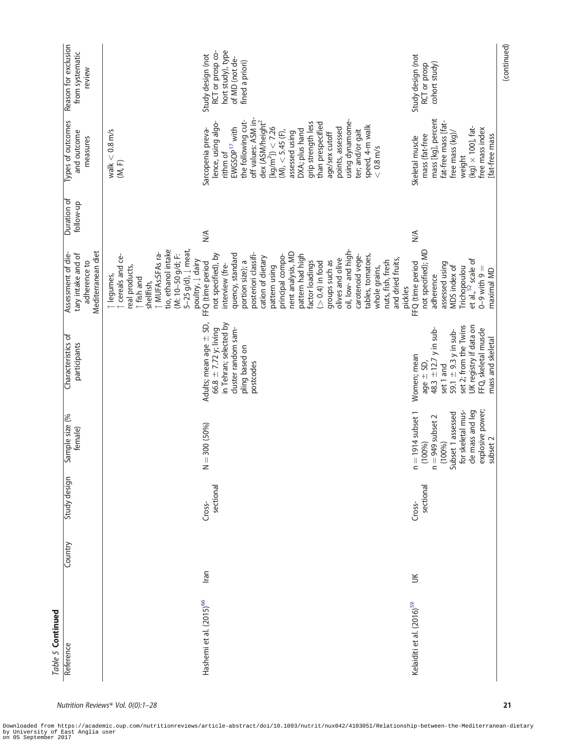*Table 5* **Continued**

| Reference | Country | Study design | Sample size (% female) | Characteristics of participants | Assessment of dietary intake and of adherence to Mediterranean diet | Duration of follow-up | Types of outcomes and outcome measures | Reason for exclusion from systematic review |
|---|---|---|---|---|---|---|---|---|
| | | | | | ↑ legumes, ↑ cereals and cereal products, ↑ fish and shellfish, ↑ MUFAs:SFAs ratio, ethanol intake (M: 10–50 g/d; F: 5–25 g/d), ↓ meat, poultry, ↓ dairy | | walk < 0.8 m/s (M, F) | |
| Hashemi et al. (2015)[66] | Iran | Cross-sectional | N = 300 (50%) | Adults; mean age ± SD, 66.8 ± 7.72 y; living in Tehran; selected by cluster random sampling based on postcodes | FFQ (time period not specified), by interview (frequency, standard portion size); a posteriori classification of dietary pattern using principal component analysis, MD pattern had high factor loadings (> 0.4) in food groups such as olives and olive oil, low- and high-carotenoid vegetables, tomatoes, whole grains, nuts, fish, fresh and dried fruits, pickles | N/A | Sarcopenia prevalence, using algorithm of EWGSOP[17] with the following cutoff values: ASM index (ASM/height[2] [kg/m$^2$]) < 7.26 (M), < 5.45 (F), assessed using DXA; plus hand grip strength less than prespecified age/sex cutoff points, assessed using dynamometer; and/or gait speed, 4-m walk < 0.8 m/s | Study design (not RCT or prosp cohort study), type of MD (not defined a priori) |
| Kelaiditi et al. (2016)[59] | UK | Cross-sectional | n = 1914 subset 1 (100%) n = 949 subset 2 (100%) Subset 1 assessed for skeletal muscle mass and leg explosive power; subset 2 | Women; mean age ± SD, 48.3 ±12.7 y in subset 1 and 59.1 ± 9.3 y in subset 2; from the Twins UK registry if data on FFQ, skeletal muscle mass and skeletal | FFQ (time period not specified); MD adherence assessed using MDS index of Trichopoulou et al.,[52] scale of 0–9 with 9 = maximal MD | N/A | Skeletal muscle mass (fat-free mass [kg], percent fat-free mass [fat-free mass (kg)/weight (kg) × 100], fat-free mass index [fat-free mass | Study design (not RCT or prosp cohort study) |

(continued)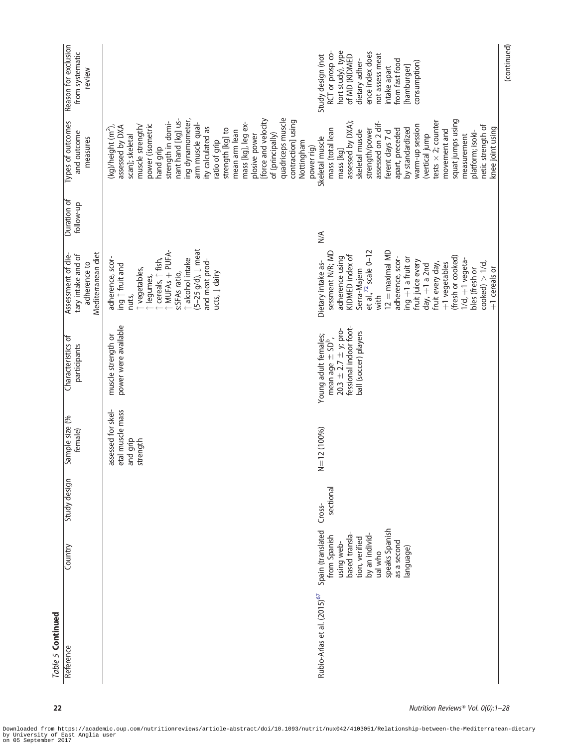*Table 5* **Continued**

| Reference | Country | Study design | Sample size (% female) | Characteristics of participants | Assessment of dietary intake and of adherence to Mediterranean diet | Duration of follow-up | Types of outcomes and outcome measures | Reason for exclusion from systematic review |
|---|---|---|---|---|---|---|---|---|
| | | | assessed for skeletal muscle mass and grip strength | muscle strength or power were available | adherence, scoring ↑ fruit and nuts, ↑ vegetables, ↑ legumes, ↑ cereals, ↑ fish, ↑ MUFAs + PUFAs:SFAs ratio, ↑ alcohol intake (5–25 g/d), ↓ meat and meat products, ↓ dairy | | (kg)/height ($m^2$), assessed by DXA scan]; skeletal muscle strength/power (isometric hand grip strength in dominant hand [kg] using dynamometer, arm muscle quality calculated as ratio of grip strength [kg] to mean arm lean mass [kg], leg explosive power [force and velocity of (principally) quadriceps muscle contraction] using Nottingham power rig) | |
| Rubio-Arias et al. (2015)[67] | Spain (translated from Spanish using web-based translation, verified by an individual who speaks Spanish as a second language) | Cross-sectional | N=12 (100%) | Young adult females; mean age ± SD[b], 20.3 ± 2.7 ± y; professional indoor football (soccer) players | Dietary intake assessment N/R; MD adherence using KIDMED index of Serra-Majem et al.,[72] scale 0–12 with 12 = maximal MD adherence, scoring +1 a fruit or fruit juice every day, +1 a 2nd fruit every day, +1 vegetables (fresh or cooked) 1/d, +1 vegetables (fresh or cooked) > 1/d, +1 cereals or | N/A | Skeletal muscle mass (total lean mass [kg] assessed by DXA); skeletal muscle strength/power assessed on 2 different days 7 d apart, preceded by standardized warm-up session (vertical jump tests × 2; counter movement and squat jumps using measurement platform; isokinetic strength of knee joint using | Study design (not RCT or prosp cohort study), type of MD (KIDMED dietary adherence index does not assess meat intake apart from fast food [hamburger] consumption) |

(continued)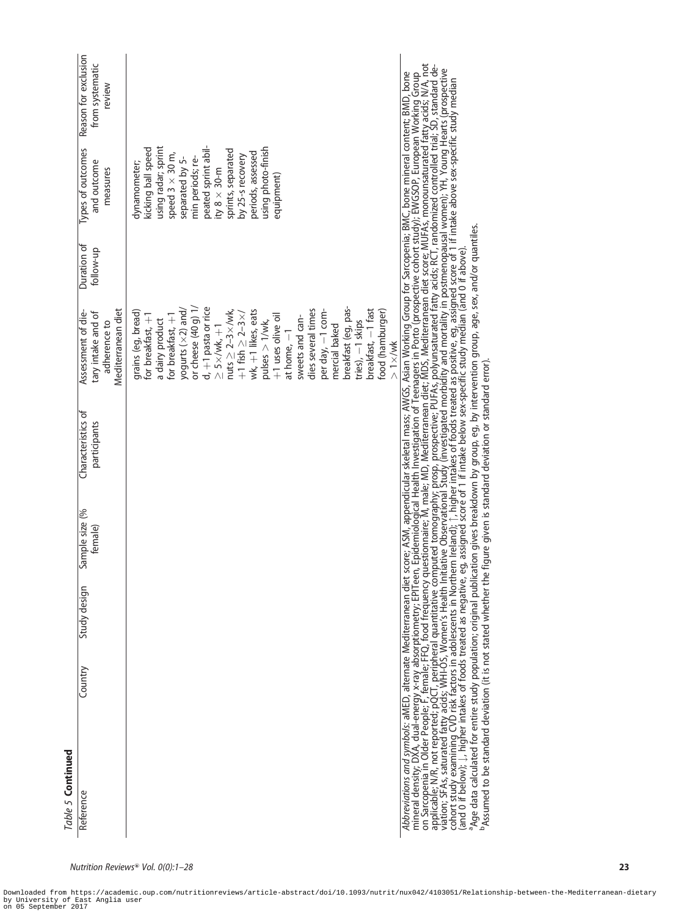*Table 5* **Continued**

| Reference | Country | Study design | Sample size (% female) | Characteristics of participants | Assessment of dietary intake and of adherence to Mediterranean diet | Duration of follow-up | Types of outcomes and outcome measures | Reason for exclusion from systematic review |
|---|---|---|---|---|---|---|---|---|
| | | | | | grains (eg, bread) for breakfast, +1 a dairy product for breakfast, +1 yogurts (×2) and/or cheese (40 g) 1/d, +1 pasta or rice ≥ 5×/wk, +1 nuts ≥ 2–3×/wk, +1 fish ≥ 2–3×/wk, +1 likes, eats pulses > 1/wk, +1 uses olive oil at home, −1 sweets and candies several times per day, −1 commercial baked breakfast (eg, pastries), −1 skips breakfast, −1 fast food (hamburger) > 1×/wk | | dynamometer; kicking ball speed using radar; sprint speed 3 × 30 m, separated by 5-min periods; repeated sprint ability 8 × 30-m sprints, separated by 25-s recovery periods, assessed using photo-finish equipment) | |

*Abbreviations and symbols*: aMED, alternate Mediterranean diet score; ASM, appendicular skeletal mass; AWGS, Asian Working Group for Sarcopenia; BMC, bone mineral content; BMD, bone mineral density; DXA, dual-energy x-ray absorptiometry; EPITeen, Epidemiological Health Investigation of Teenagers in Porto (prospective cohort study); EWGSOP, European Working Group on Sarcopenia in Older People; F, female; FFQ, food frequency questionnaire; M, male; MD, Mediterranean diet; MDS, Mediterranean diet score; MUFAs, monounsaturated fatty acids; N/A, not applicable; N/R, not reported; pQCT, peripheral quantitative computed tomography; prosp, prospective; PUFAs, polyunsaturated fatty acids; RCT, randomized controlled trial; SD, standard deviation; SFAs, saturated fatty acids; WHI-OS, Women's Health Initiative Observational Study (investigated morbidity and mortality in postmenopausal women); YH, Young Hearts (prospective cohort study examining CVD risk factors in adolescents in Northern Ireland); ↑, higher intakes of foods treated as positive, eg, assigned score of 1 if intake above sex-specific study median (and 0 if below); ↓, higher intakes of foods treated as negative, eg, assigned score of 1 if intake below sex-specific study median (and 0 if above).

[a]Age data calculated for entire study population; original publication gives breakdown by group, eg, by intervention group, age, sex, and/or quantiles.

[b]Assumed to be standard deviation (it is not stated whether the figure given is standard deviation or standard error).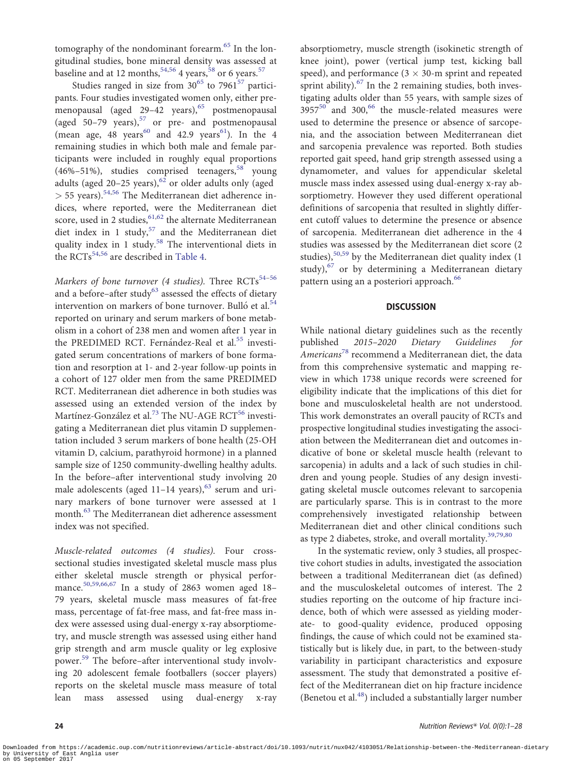tomography of the nondominant forearm.[65] In the longitudinal studies, bone mineral density was assessed at baseline and at 12 months,[54,56] 4 years,[58] or 6 years.[57]

Studies ranged in size from 30[65] to 7961[57] participants. Four studies investigated women only, either premenopausal (aged 29–42 years),[65] postmenopausal (aged 50–79 years),[57] or pre- and postmenopausal (mean age, 48 years[60] and 42.9 years[61]). In the 4 remaining studies in which both male and female participants were included in roughly equal proportions (46%–51%), studies comprised teenagers,[58] young adults (aged 20–25 years),[62] or older adults only (aged > 55 years).[54,56] The Mediterranean diet adherence indices, where reported, were the Mediterranean diet score, used in 2 studies,[61,62] the alternate Mediterranean diet index in 1 study,[57] and the Mediterranean diet quality index in 1 study.[58] The interventional diets in the RCTs[54,56] are described in Table 4.

*Markers of bone turnover (4 studies).* Three RCTs[54–56] and a before–after study[63] assessed the effects of dietary intervention on markers of bone turnover. Bulló et al.[54] reported on urinary and serum markers of bone metabolism in a cohort of 238 men and women after 1 year in the PREDIMED RCT. Fernández-Real et al.[55] investigated serum concentrations of markers of bone formation and resorption at 1- and 2-year follow-up points in a cohort of 127 older men from the same PREDIMED RCT. Mediterranean diet adherence in both studies was assessed using an extended version of the index by Martínez-González et al.[73] The NU-AGE RCT[56] investigating a Mediterranean diet plus vitamin D supplementation included 3 serum markers of bone health (25-OH vitamin D, calcium, parathyroid hormone) in a planned sample size of 1250 community-dwelling healthy adults. In the before–after interventional study involving 20 male adolescents (aged 11–14 years),[63] serum and urinary markers of bone turnover were assessed at 1 month.[63] The Mediterranean diet adherence assessment index was not specified.

*Muscle-related outcomes (4 studies).* Four cross-sectional studies investigated skeletal muscle mass plus either skeletal muscle strength or physical performance.[50,59,66,67] In a study of 2863 women aged 18–79 years, skeletal muscle mass measures of fat-free mass, percentage of fat-free mass, and fat-free mass index were assessed using dual-energy x-ray absorptiometry, and muscle strength was assessed using either hand grip strength and arm muscle quality or leg explosive power.[59] The before–after interventional study involving 20 adolescent female footballers (soccer players) reports on the skeletal muscle mass measure of total lean mass assessed using dual-energy x-ray absorptiometry, muscle strength (isokinetic strength of knee joint), power (vertical jump test, kicking ball speed), and performance (3 × 30-m sprint and repeated sprint ability).[67] In the 2 remaining studies, both investigating adults older than 55 years, with sample sizes of 3957[50] and 300,[66] the muscle-related measures were used to determine the presence or absence of sarcopenia, and the association between Mediterranean diet and sarcopenia prevalence was reported. Both studies reported gait speed, hand grip strength assessed using a dynamometer, and values for appendicular skeletal muscle mass index assessed using dual-energy x-ray absorptiometry. However they used different operational definitions of sarcopenia that resulted in slightly different cutoff values to determine the presence or absence of sarcopenia. Mediterranean diet adherence in the 4 studies was assessed by the Mediterranean diet score (2 studies),[50,59] by the Mediterranean diet quality index (1 study),[67] or by determining a Mediterranean dietary pattern using an a posteriori approach.[66]

## DISCUSSION

While national dietary guidelines such as the recently published *2015–2020 Dietary Guidelines for Americans*[78] recommend a Mediterranean diet, the data from this comprehensive systematic and mapping review in which 1738 unique records were screened for eligibility indicate that the implications of this diet for bone and musculoskeletal health are not understood. This work demonstrates an overall paucity of RCTs and prospective longitudinal studies investigating the association between the Mediterranean diet and outcomes indicative of bone or skeletal muscle health (relevant to sarcopenia) in adults and a lack of such studies in children and young people. Studies of any design investigating skeletal muscle outcomes relevant to sarcopenia are particularly sparse. This is in contrast to the more comprehensively investigated relationship between Mediterranean diet and other clinical conditions such as type 2 diabetes, stroke, and overall mortality.[39,79,80]

In the systematic review, only 3 studies, all prospective cohort studies in adults, investigated the association between a traditional Mediterranean diet (as defined) and the musculoskeletal outcomes of interest. The 2 studies reporting on the outcome of hip fracture incidence, both of which were assessed as yielding moderate- to good-quality evidence, produced opposing findings, the cause of which could not be examined statistically but is likely due, in part, to the between-study variability in participant characteristics and exposure assessment. The study that demonstrated a positive effect of the Mediterranean diet on hip fracture incidence (Benetou et al.[48]) included a substantially larger number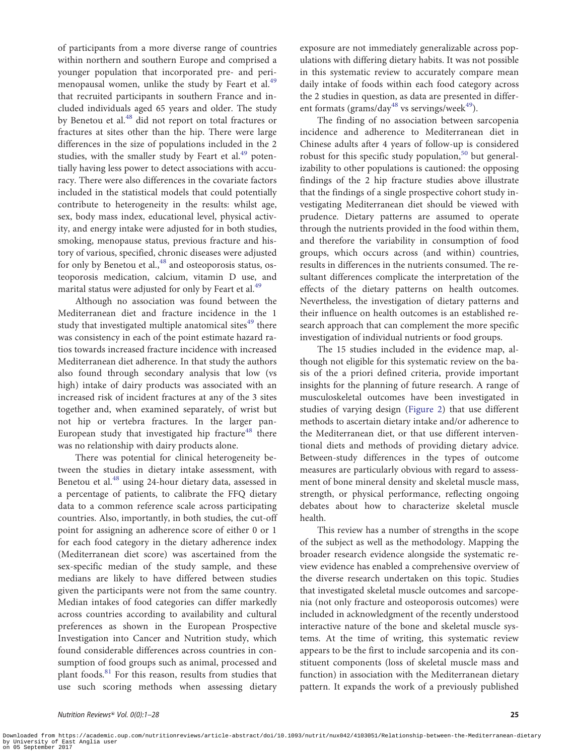of participants from a more diverse range of countries within northern and southern Europe and comprised a younger population that incorporated pre- and perimenopausal women, unlike the study by Feart et al.[49] that recruited participants in southern France and included individuals aged 65 years and older. The study by Benetou et al.[48] did not report on total fractures or fractures at sites other than the hip. There were large differences in the size of populations included in the 2 studies, with the smaller study by Feart et al.[49] potentially having less power to detect associations with accuracy. There were also differences in the covariate factors included in the statistical models that could potentially contribute to heterogeneity in the results: whilst age, sex, body mass index, educational level, physical activity, and energy intake were adjusted for in both studies, smoking, menopause status, previous fracture and history of various, specified, chronic diseases were adjusted for only by Benetou et al.,[48] and osteoporosis status, osteoporosis medication, calcium, vitamin D use, and marital status were adjusted for only by Feart et al.[49]

Although no association was found between the Mediterranean diet and fracture incidence in the 1 study that investigated multiple anatomical sites[49] there was consistency in each of the point estimate hazard ratios towards increased fracture incidence with increased Mediterranean diet adherence. In that study the authors also found through secondary analysis that low (vs high) intake of dairy products was associated with an increased risk of incident fractures at any of the 3 sites together and, when examined separately, of wrist but not hip or vertebra fractures. In the larger pan-European study that investigated hip fracture[48] there was no relationship with dairy products alone.

There was potential for clinical heterogeneity between the studies in dietary intake assessment, with Benetou et al.[48] using 24-hour dietary data, assessed in a percentage of patients, to calibrate the FFQ dietary data to a common reference scale across participating countries. Also, importantly, in both studies, the cut-off point for assigning an adherence score of either 0 or 1 for each food category in the dietary adherence index (Mediterranean diet score) was ascertained from the sex-specific median of the study sample, and these medians are likely to have differed between studies given the participants were not from the same country. Median intakes of food categories can differ markedly across countries according to availability and cultural preferences as shown in the European Prospective Investigation into Cancer and Nutrition study, which found considerable differences across countries in consumption of food groups such as animal, processed and plant foods.[81] For this reason, results from studies that use such scoring methods when assessing dietary exposure are not immediately generalizable across populations with differing dietary habits. It was not possible in this systematic review to accurately compare mean daily intake of foods within each food category across the 2 studies in question, as data are presented in different formats (grams/day[48] vs servings/week[49]).

The finding of no association between sarcopenia incidence and adherence to Mediterranean diet in Chinese adults after 4 years of follow-up is considered robust for this specific study population,[50] but generalizability to other populations is cautioned: the opposing findings of the 2 hip fracture studies above illustrate that the findings of a single prospective cohort study investigating Mediterranean diet should be viewed with prudence. Dietary patterns are assumed to operate through the nutrients provided in the food within them, and therefore the variability in consumption of food groups, which occurs across (and within) countries, results in differences in the nutrients consumed. The resultant differences complicate the interpretation of the effects of the dietary patterns on health outcomes. Nevertheless, the investigation of dietary patterns and their influence on health outcomes is an established research approach that can complement the more specific investigation of individual nutrients or food groups.

The 15 studies included in the evidence map, although not eligible for this systematic review on the basis of the a priori defined criteria, provide important insights for the planning of future research. A range of musculoskeletal outcomes have been investigated in studies of varying design (Figure 2) that use different methods to ascertain dietary intake and/or adherence to the Mediterranean diet, or that use different interventional diets and methods of providing dietary advice. Between-study differences in the types of outcome measures are particularly obvious with regard to assessment of bone mineral density and skeletal muscle mass, strength, or physical performance, reflecting ongoing debates about how to characterize skeletal muscle health.

This review has a number of strengths in the scope of the subject as well as the methodology. Mapping the broader research evidence alongside the systematic review evidence has enabled a comprehensive overview of the diverse research undertaken on this topic. Studies that investigated skeletal muscle outcomes and sarcopenia (not only fracture and osteoporosis outcomes) were included in acknowledgment of the recently understood interactive nature of the bone and skeletal muscle systems. At the time of writing, this systematic review appears to be the first to include sarcopenia and its constituent components (loss of skeletal muscle mass and function) in association with the Mediterranean dietary pattern. It expands the work of a previously published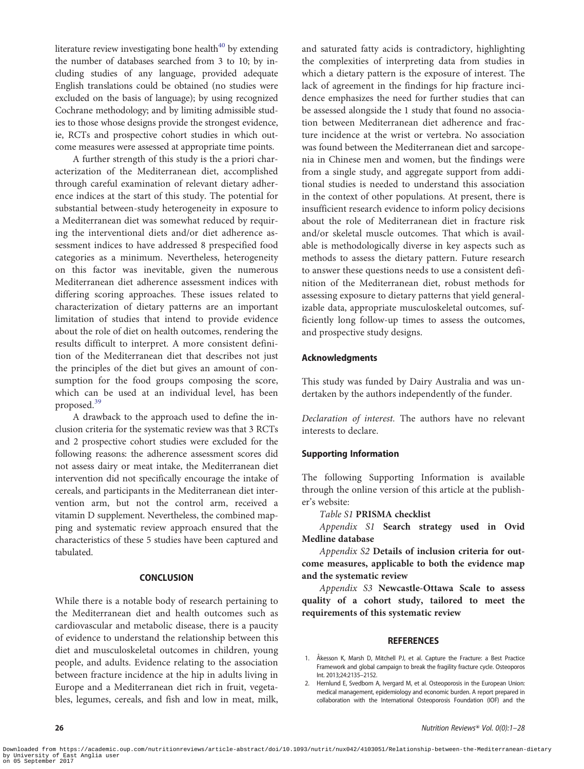literature review investigating bone health[40] by extending the number of databases searched from 3 to 10; by including studies of any language, provided adequate English translations could be obtained (no studies were excluded on the basis of language); by using recognized Cochrane methodology; and by limiting admissible studies to those whose designs provide the strongest evidence, ie, RCTs and prospective cohort studies in which outcome measures were assessed at appropriate time points.

A further strength of this study is the a priori characterization of the Mediterranean diet, accomplished through careful examination of relevant dietary adherence indices at the start of this study. The potential for substantial between-study heterogeneity in exposure to a Mediterranean diet was somewhat reduced by requiring the interventional diets and/or diet adherence assessment indices to have addressed 8 prespecified food categories as a minimum. Nevertheless, heterogeneity on this factor was inevitable, given the numerous Mediterranean diet adherence assessment indices with differing scoring approaches. These issues related to characterization of dietary patterns are an important limitation of studies that intend to provide evidence about the role of diet on health outcomes, rendering the results difficult to interpret. A more consistent definition of the Mediterranean diet that describes not just the principles of the diet but gives an amount of consumption for the food groups composing the score, which can be used at an individual level, has been proposed.[39]

A drawback to the approach used to define the inclusion criteria for the systematic review was that 3 RCTs and 2 prospective cohort studies were excluded for the following reasons: the adherence assessment scores did not assess dairy or meat intake, the Mediterranean diet intervention did not specifically encourage the intake of cereals, and participants in the Mediterranean diet intervention arm, but not the control arm, received a vitamin D supplement. Nevertheless, the combined mapping and systematic review approach ensured that the characteristics of these 5 studies have been captured and tabulated.

## CONCLUSION

While there is a notable body of research pertaining to the Mediterranean diet and health outcomes such as cardiovascular and metabolic disease, there is a paucity of evidence to understand the relationship between this diet and musculoskeletal outcomes in children, young people, and adults. Evidence relating to the association between fracture incidence at the hip in adults living in Europe and a Mediterranean diet rich in fruit, vegetables, legumes, cereals, and fish and low in meat, milk, and saturated fatty acids is contradictory, highlighting the complexities of interpreting data from studies in which a dietary pattern is the exposure of interest. The lack of agreement in the findings for hip fracture incidence emphasizes the need for further studies that can be assessed alongside the 1 study that found no association between Mediterranean diet adherence and fracture incidence at the wrist or vertebra. No association was found between the Mediterranean diet and sarcopenia in Chinese men and women, but the findings were from a single study, and aggregate support from additional studies is needed to understand this association in the context of other populations. At present, there is insufficient research evidence to inform policy decisions about the role of Mediterranean diet in fracture risk and/or skeletal muscle outcomes. That which is available is methodologically diverse in key aspects such as methods to assess the dietary pattern. Future research to answer these questions needs to use a consistent definition of the Mediterranean diet, robust methods for assessing exposure to dietary patterns that yield generalizable data, appropriate musculoskeletal outcomes, sufficiently long follow-up times to assess the outcomes, and prospective study designs.

### Acknowledgments

This study was funded by Dairy Australia and was undertaken by the authors independently of the funder.

*Declaration of interest.* The authors have no relevant interests to declare.

### Supporting Information

The following Supporting Information is available through the online version of this article at the publisher's website:

*Table S1* **PRISMA checklist**

*Appendix S1* **Search strategy used in Ovid Medline database**

*Appendix S2* **Details of inclusion criteria for outcome measures, applicable to both the evidence map and the systematic review**

*Appendix S3* **Newcastle-Ottawa Scale to assess quality of a cohort study, tailored to meet the requirements of this systematic review**

## REFERENCES

1. Åkesson K, Marsh D, Mitchell PJ, et al. Capture the Fracture: a Best Practice Framework and global campaign to break the fragility fracture cycle. Osteoporos Int. 2013;24:2135–2152.
2. Hernlund E, Svedbom A, Ivergard M, et al. Osteoporosis in the European Union: medical management, epidemiology and economic burden. A report prepared in collaboration with the International Osteoporosis Foundation (IOF) and the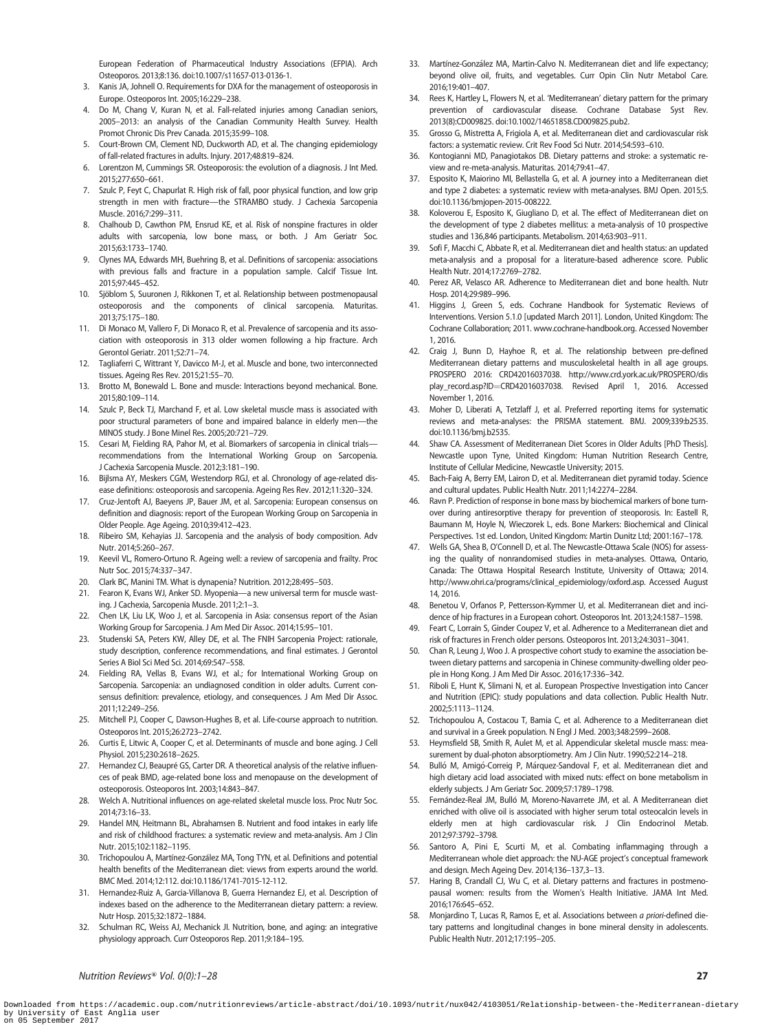European Federation of Pharmaceutical Industry Associations (EFPIA). Arch Osteoporos. 2013;8:136. doi:10.1007/s11657-013-0136-1.

3. Kanis JA, Johnell O. Requirements for DXA for the management of osteoporosis in Europe. Osteoporos Int. 2005;16:229–238.
4. Do M, Chang V, Kuran N, et al. Fall-related injuries among Canadian seniors, 2005–2013: an analysis of the Canadian Community Health Survey. Health Promot Chronic Dis Prev Canada. 2015;35:99–108.
5. Court-Brown CM, Clement ND, Duckworth AD, et al. The changing epidemiology of fall-related fractures in adults. Injury. 2017;48:819–824.
6. Lorentzon M, Cummings SR. Osteoporosis: the evolution of a diagnosis. J Int Med. 2015;277:650–661.
7. Szulc P, Feyt C, Chapurlat R. High risk of fall, poor physical function, and low grip strength in men with fracture—the STRAMBO study. J Cachexia Sarcopenia Muscle. 2016;7:299–311.
8. Chalhoub D, Cawthon PM, Ensrud KE, et al. Risk of nonspine fractures in older adults with sarcopenia, low bone mass, or both. J Am Geriatr Soc. 2015;63:1733–1740.
9. Clynes MA, Edwards MH, Buehring B, et al. Definitions of sarcopenia: associations with previous falls and fracture in a population sample. Calcif Tissue Int. 2015;97:445–452.
10. Sjöblom S, Suuronen J, Rikkonen T, et al. Relationship between postmenopausal osteoporosis and the components of clinical sarcopenia. Maturitas. 2013;75:175–180.
11. Di Monaco M, Vallero F, Di Monaco R, et al. Prevalence of sarcopenia and its association with osteoporosis in 313 older women following a hip fracture. Arch Gerontol Geriatr. 2011;52:71–74.
12. Tagliaferri C, Wittrant Y, Davicco M-J, et al. Muscle and bone, two interconnected tissues. Ageing Res Rev. 2015;21:55–70.
13. Brotto M, Bonewald L. Bone and muscle: Interactions beyond mechanical. Bone. 2015;80:109–114.
14. Szulc P, Beck TJ, Marchand F, et al. Low skeletal muscle mass is associated with poor structural parameters of bone and impaired balance in elderly men—the MINOS study. J Bone Minel Res. 2005;20:721–729.
15. Cesari M, Fielding RA, Pahor M, et al. Biomarkers of sarcopenia in clinical trials—recommendations from the International Working Group on Sarcopenia. J Cachexia Sarcopenia Muscle. 2012;3:181–190.
16. Bijlsma AY, Meskers CGM, Westendorp RGJ, et al. Chronology of age-related disease definitions: osteoporosis and sarcopenia. Ageing Res Rev. 2012;11:320–324.
17. Cruz-Jentoft AJ, Baeyens JP, Bauer JM, et al. Sarcopenia: European consensus on definition and diagnosis: report of the European Working Group on Sarcopenia in Older People. Age Ageing. 2010;39:412–423.
18. Ribeiro SM, Kehayias JJ. Sarcopenia and the analysis of body composition. Adv Nutr. 2014;5:260–267.
19. Keevil VL, Romero-Ortuno R. Ageing well: a review of sarcopenia and frailty. Proc Nutr Soc. 2015;74:337–347.
20. Clark BC, Manini TM. What is dynapenia? Nutrition. 2012;28:495–503.
21. Fearon K, Evans WJ, Anker SD. Myopenia—a new universal term for muscle wasting. J Cachexia, Sarcopenia Muscle. 2011;2:1–3.
22. Chen LK, Liu LK, Woo J, et al. Sarcopenia in Asia: consensus report of the Asian Working Group for Sarcopenia. J Am Med Dir Assoc. 2014;15:95–101.
23. Studenski SA, Peters KW, Alley DE, et al. The FNIH Sarcopenia Project: rationale, study description, conference recommendations, and final estimates. J Gerontol Series A Biol Sci Med Sci. 2014;69:547–558.
24. Fielding RA, Vellas B, Evans WJ, et al.; for International Working Group on Sarcopenia. Sarcopenia: an undiagnosed condition in older adults. Current consensus definition: prevalence, etiology, and consequences. J Am Med Dir Assoc. 2011;12:249–256.
25. Mitchell PJ, Cooper C, Dawson-Hughes B, et al. Life-course approach to nutrition. Osteoporos Int. 2015;26:2723–2742.
26. Curtis E, Litwic A, Cooper C, et al. Determinants of muscle and bone aging. J Cell Physiol. 2015;230:2618–2625.
27. Hernandez CJ, Beaupré GS, Carter DR. A theoretical analysis of the relative influences of peak BMD, age-related bone loss and menopause on the development of osteoporosis. Osteoporos Int. 2003;14:843–847.
28. Welch A. Nutritional influences on age-related skeletal muscle loss. Proc Nutr Soc. 2014;73:16–33.
29. Handel MN, Heitmann BL, Abrahamsen B. Nutrient and food intakes in early life and risk of childhood fractures: a systematic review and meta-analysis. Am J Clin Nutr. 2015;102:1182–1195.
30. Trichopoulou A, Martínez-González MA, Tong TYN, et al. Definitions and potential health benefits of the Mediterranean diet: views from experts around the world. BMC Med. 2014;12:112. doi:10.1186/1741-7015-12-112.
31. Hernandez-Ruiz A, Garcia-Villanova B, Guerra Hernandez EJ, et al. Description of indexes based on the adherence to the Mediterranean dietary pattern: a review. Nutr Hosp. 2015;32:1872–1884.
32. Schulman RC, Weiss AJ, Mechanick JI. Nutrition, bone, and aging: an integrative physiology approach. Curr Osteoporos Rep. 2011;9:184–195.
33. Martínez-González MA, Martin-Calvo N. Mediterranean diet and life expectancy; beyond olive oil, fruits, and vegetables. Curr Opin Clin Nutr Metabol Care. 2016;19:401–407.
34. Rees K, Hartley L, Flowers N, et al. 'Mediterranean' dietary pattern for the primary prevention of cardiovascular disease. Cochrane Database Syst Rev. 2013(8):CD009825. doi:10.1002/14651858.CD009825.pub2.
35. Grosso G, Mistretta A, Frigiola A, et al. Mediterranean diet and cardiovascular risk factors: a systematic review. Crit Rev Food Sci Nutr. 2014;54:593–610.
36. Kontogianni MD, Panagiotakos DB. Dietary patterns and stroke: a systematic review and re-meta-analysis. Maturitas. 2014;79:41–47.
37. Esposito K, Maiorino MI, Bellastella G, et al. A journey into a Mediterranean diet and type 2 diabetes: a systematic review with meta-analyses. BMJ Open. 2015;5. doi:10.1136/bmjopen-2015-008222.
38. Koloverou E, Esposito K, Giugliano D, et al. The effect of Mediterranean diet on the development of type 2 diabetes mellitus: a meta-analysis of 10 prospective studies and 136,846 participants. Metabolism. 2014;63:903–911.
39. Sofi F, Macchi C, Abbate R, et al. Mediterranean diet and health status: an updated meta-analysis and a proposal for a literature-based adherence score. Public Health Nutr. 2014;17:2769–2782.
40. Perez AR, Velasco AR. Adherence to Mediterranean diet and bone health. Nutr Hosp. 2014;29:989–996.
41. Higgins J, Green S, eds. Cochrane Handbook for Systematic Reviews of Interventions. Version 5.1.0 [updated March 2011]. London, United Kingdom: The Cochrane Collaboration; 2011. www.cochrane-handbook.org. Accessed November 1, 2016.
42. Craig J, Bunn D, Hayhoe R, et al. The relationship between pre-defined Mediterranean dietary patterns and musculoskeletal health in all age groups. PROSPERO 2016: CRD42016037038. http://www.crd.york.ac.uk/PROSPERO/display_record.asp?ID=CRD42016037038. Revised April 1, 2016. Accessed November 1, 2016.
43. Moher D, Liberati A, Tetzlaff J, et al. Preferred reporting items for systematic reviews and meta-analyses: the PRISMA statement. BMJ. 2009;339:b2535. doi:10.1136/bmj.b2535.
44. Shaw CA. Assessment of Mediterranean Diet Scores in Older Adults [PhD Thesis]. Newcastle upon Tyne, United Kingdom: Human Nutrition Research Centre, Institute of Cellular Medicine, Newcastle University; 2015.
45. Bach-Faig A, Berry EM, Lairon D, et al. Mediterranean diet pyramid today. Science and cultural updates. Public Health Nutr. 2011;14:2274–2284.
46. Ravn P. Prediction of response in bone mass by biochemical markers of bone turnover during antiresorptive therapy for prevention of steoporosis. In: Eastell R, Baumann M, Hoyle N, Wieczorek L, eds. Bone Markers: Biochemical and Clinical Perspectives. 1st ed. London, United Kingdom: Martin Dunitz Ltd; 2001:167–178.
47. Wells GA, Shea B, O'Connell D, et al. The Newcastle-Ottawa Scale (NOS) for assessing the quality of nonrandomised studies in meta-analyses. Ottawa, Ontario, Canada: The Ottawa Hospital Research Institute, University of Ottawa; 2014. http://www.ohri.ca/programs/clinical_epidemiology/oxford.asp. Accessed August 14, 2016.
48. Benetou V, Orfanos P, Pettersson-Kymmer U, et al. Mediterranean diet and incidence of hip fractures in a European cohort. Osteoporos Int. 2013;24:1587–1598.
49. Feart C, Lorrain S, Ginder Coupez V, et al. Adherence to a Mediterranean diet and risk of fractures in French older persons. Osteoporos Int. 2013;24:3031–3041.
50. Chan R, Leung J, Woo J. A prospective cohort study to examine the association between dietary patterns and sarcopenia in Chinese community-dwelling older people in Hong Kong. J Am Med Dir Assoc. 2016;17:336–342.
51. Riboli E, Hunt K, Slimani N, et al. European Prospective Investigation into Cancer and Nutrition (EPIC): study populations and data collection. Public Health Nutr. 2002;5:1113–1124.
52. Trichopoulou A, Costacou T, Bamia C, et al. Adherence to a Mediterranean diet and survival in a Greek population. N Engl J Med. 2003;348:2599–2608.
53. Heymsfield SB, Smith R, Aulet M, et al. Appendicular skeletal muscle mass: measurement by dual-photon absorptiometry. Am J Clin Nutr. 1990;52:214–218.
54. Bulló M, Amigó-Correig P, Márquez-Sandoval F, et al. Mediterranean diet and high dietary acid load associated with mixed nuts: effect on bone metabolism in elderly subjects. J Am Geriatr Soc. 2009;57:1789–1798.
55. Fernández-Real JM, Bulló M, Moreno-Navarrete JM, et al. A Mediterranean diet enriched with olive oil is associated with higher serum total osteocalcin levels in elderly men at high cardiovascular risk. J Clin Endocrinol Metab. 2012;97:3792–3798.
56. Santoro A, Pini E, Scurti M, et al. Combating inflammaging through a Mediterranean whole diet approach: the NU-AGE project's conceptual framework and design. Mech Ageing Dev. 2014;136–137,3–13.
57. Haring B, Crandall CJ, Wu C, et al. Dietary patterns and fractures in postmenopausal women: results from the Women's Health Initiative. JAMA Int Med. 2016;176:645–652.
58. Monjardino T, Lucas R, Ramos E, et al. Associations between *a priori*-defined dietary patterns and longitudinal changes in bone mineral density in adolescents. Public Health Nutr. 2012;17:195–205.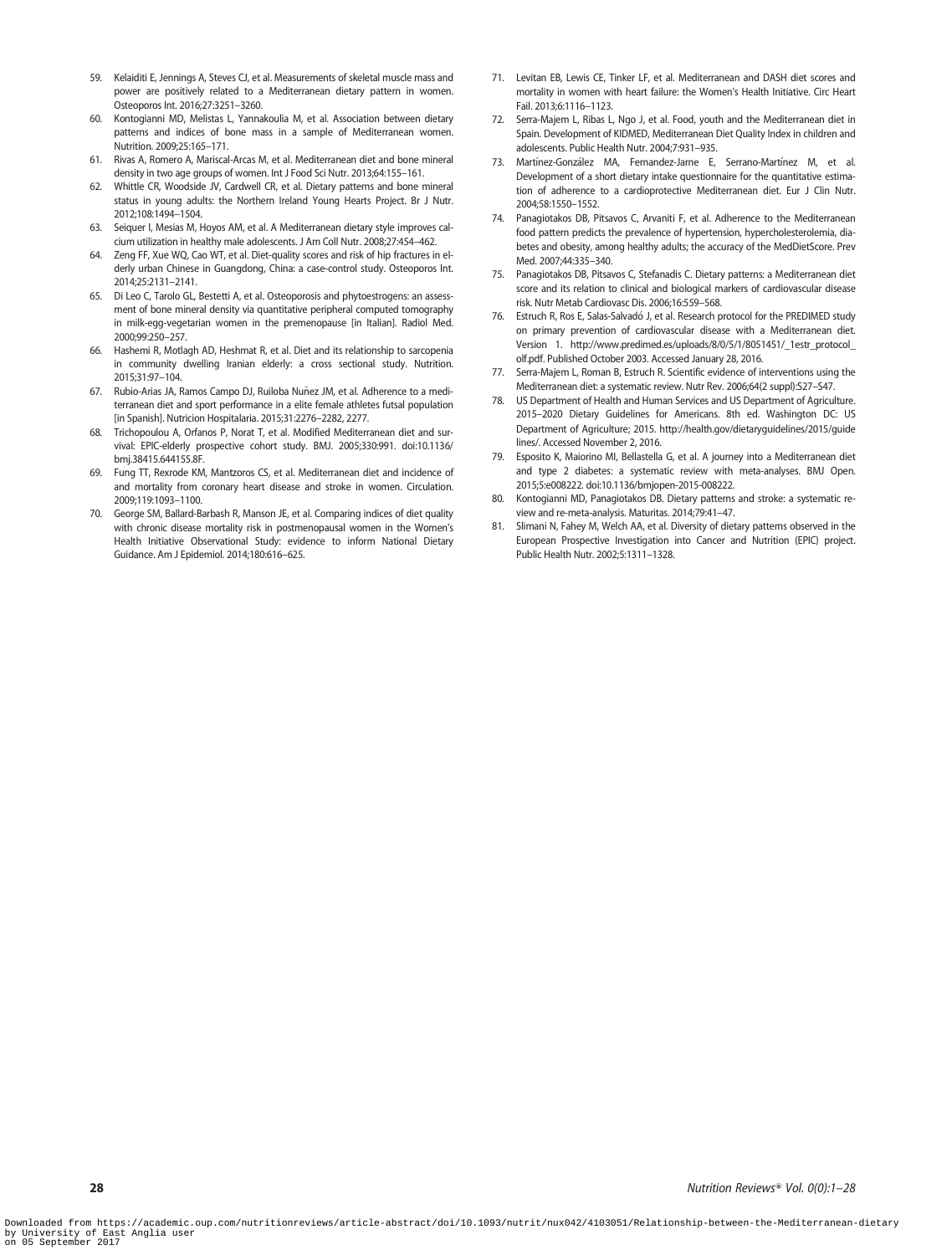59. Kelaiditi E, Jennings A, Steves CJ, et al. Measurements of skeletal muscle mass and power are positively related to a Mediterranean dietary pattern in women. Osteoporos Int. 2016;27:3251–3260.
60. Kontogianni MD, Melistas L, Yannakoulia M, et al. Association between dietary patterns and indices of bone mass in a sample of Mediterranean women. Nutrition. 2009;25:165–171.
61. Rivas A, Romero A, Mariscal-Arcas M, et al. Mediterranean diet and bone mineral density in two age groups of women. Int J Food Sci Nutr. 2013;64:155–161.
62. Whittle CR, Woodside JV, Cardwell CR, et al. Dietary patterns and bone mineral status in young adults: the Northern Ireland Young Hearts Project. Br J Nutr. 2012;108:1494–1504.
63. Seiquer I, Mesias M, Hoyos AM, et al. A Mediterranean dietary style improves calcium utilization in healthy male adolescents. J Am Coll Nutr. 2008;27:454–462.
64. Zeng FF, Xue WQ, Cao WT, et al. Diet-quality scores and risk of hip fractures in elderly urban Chinese in Guangdong, China: a case-control study. Osteoporos Int. 2014;25:2131–2141.
65. Di Leo C, Tarolo GL, Bestetti A, et al. Osteoporosis and phytoestrogens: an assessment of bone mineral density via quantitative peripheral computed tomography in milk-egg-vegetarian women in the premenopause [in Italian]. Radiol Med. 2000;99:250–257.
66. Hashemi R, Motlagh AD, Heshmat R, et al. Diet and its relationship to sarcopenia in community dwelling Iranian elderly: a cross sectional study. Nutrition. 2015;31:97–104.
67. Rubio-Arias JA, Ramos Campo DJ, Ruiloba Nuñez JM, et al. Adherence to a mediterranean diet and sport performance in a elite female athletes futsal population [in Spanish]. Nutricion Hospitalaria. 2015;31:2276–2282, 2277.
68. Trichopoulou A, Orfanos P, Norat T, et al. Modified Mediterranean diet and survival: EPIC-elderly prospective cohort study. BMJ. 2005;330:991. doi:10.1136/bmj.38415.644155.8F.
69. Fung TT, Rexrode KM, Mantzoros CS, et al. Mediterranean diet and incidence of and mortality from coronary heart disease and stroke in women. Circulation. 2009;119:1093–1100.
70. George SM, Ballard-Barbash R, Manson JE, et al. Comparing indices of diet quality with chronic disease mortality risk in postmenopausal women in the Women's Health Initiative Observational Study: evidence to inform National Dietary Guidance. Am J Epidemiol. 2014;180:616–625.
71. Levitan EB, Lewis CE, Tinker LF, et al. Mediterranean and DASH diet scores and mortality in women with heart failure: the Women's Health Initiative. Circ Heart Fail. 2013;6:1116–1123.
72. Serra-Majem L, Ribas L, Ngo J, et al. Food, youth and the Mediterranean diet in Spain. Development of KIDMED, Mediterranean Diet Quality Index in children and adolescents. Public Health Nutr. 2004;7:931–935.
73. Martínez-González MA, Fernandez-Jarne E, Serrano-Martínez M, et al. Development of a short dietary intake questionnaire for the quantitative estimation of adherence to a cardioprotective Mediterranean diet. Eur J Clin Nutr. 2004;58:1550–1552.
74. Panagiotakos DB, Pitsavos C, Arvaniti F, et al. Adherence to the Mediterranean food pattern predicts the prevalence of hypertension, hypercholesterolemia, diabetes and obesity, among healthy adults; the accuracy of the MedDietScore. Prev Med. 2007;44:335–340.
75. Panagiotakos DB, Pitsavos C, Stefanadis C. Dietary patterns: a Mediterranean diet score and its relation to clinical and biological markers of cardiovascular disease risk. Nutr Metab Cardiovasc Dis. 2006;16:559–568.
76. Estruch R, Ros E, Salas-Salvadó J, et al. Research protocol for the PREDIMED study on primary prevention of cardiovascular disease with a Mediterranean diet. Version 1. http://www.predimed.es/uploads/8/0/5/1/8051451/_1estr_protocol_olf.pdf. Published October 2003. Accessed January 28, 2016.
77. Serra-Majem L, Roman B, Estruch R. Scientific evidence of interventions using the Mediterranean diet: a systematic review. Nutr Rev. 2006;64(2 suppl):S27–S47.
78. US Department of Health and Human Services and US Department of Agriculture. 2015–2020 Dietary Guidelines for Americans. 8th ed. Washington DC: US Department of Agriculture; 2015. http://health.gov/dietaryguidelines/2015/guidelines/. Accessed November 2, 2016.
79. Esposito K, Maiorino MI, Bellastella G, et al. A journey into a Mediterranean diet and type 2 diabetes: a systematic review with meta-analyses. BMJ Open. 2015;5:e008222. doi:10.1136/bmjopen-2015-008222.
80. Kontogianni MD, Panagiotakos DB. Dietary patterns and stroke: a systematic review and re-meta-analysis. Maturitas. 2014;79:41–47.
81. Slimani N, Fahey M, Welch AA, et al. Diversity of dietary patterns observed in the European Prospective Investigation into Cancer and Nutrition (EPIC) project. Public Health Nutr. 2002;5:1311–1328.